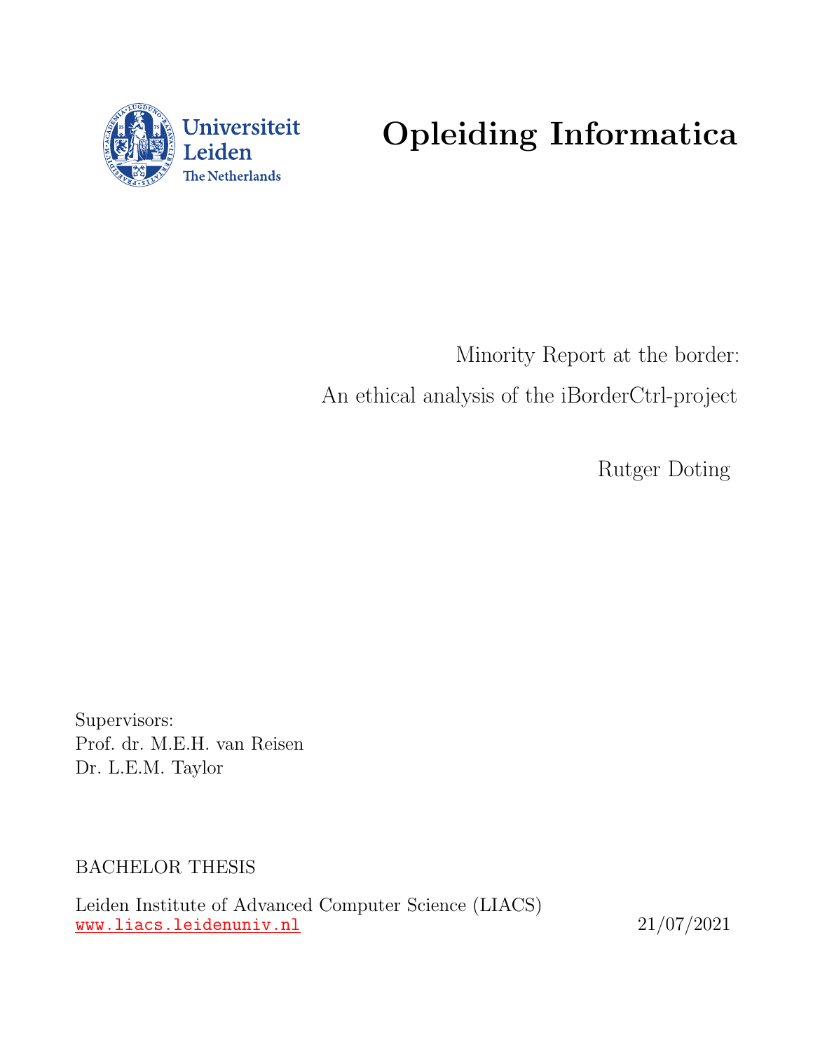Universiteit Leiden
The Netherlands

# Opleiding Informatica

Minority Report at the border:

An ethical analysis of the iBorderCtrl-project

Rutger Doting

Supervisors:
Prof. dr. M.E.H. van Reisen
Dr. L.E.M. Taylor

BACHELOR THESIS

Leiden Institute of Advanced Computer Science (LIACS)
www.liacs.leidenuniv.nl

21/07/2021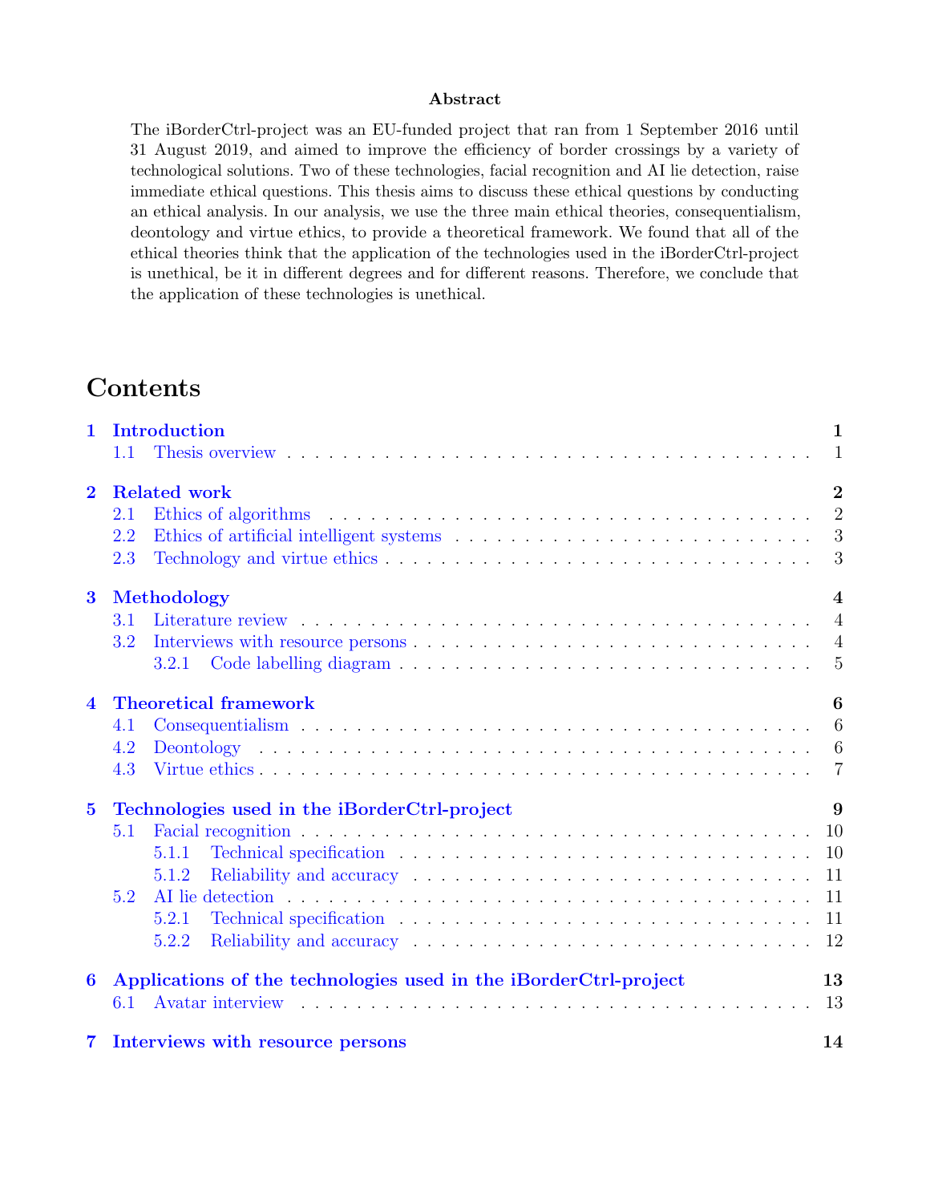**Abstract**

The iBorderCtrl-project was an EU-funded project that ran from 1 September 2016 until 31 August 2019, and aimed to improve the efficiency of border crossings by a variety of technological solutions. Two of these technologies, facial recognition and AI lie detection, raise immediate ethical questions. This thesis aims to discuss these ethical questions by conducting an ethical analysis. In our analysis, we use the three main ethical theories, consequentialism, deontology and virtue ethics, to provide a theoretical framework. We found that all of the ethical theories think that the application of the technologies used in the iBorderCtrl-project is unethical, be it in different degrees and for different reasons. Therefore, we conclude that the application of these technologies is unethical.

# Contents

- **1 Introduction** — 1
  - 1.1 Thesis overview — 1
- **2 Related work** — 2
  - 2.1 Ethics of algorithms — 2
  - 2.2 Ethics of artificial intelligent systems — 3
  - 2.3 Technology and virtue ethics — 3
- **3 Methodology** — 4
  - 3.1 Literature review — 4
  - 3.2 Interviews with resource persons — 4
    - 3.2.1 Code labelling diagram — 5
- **4 Theoretical framework** — 6
  - 4.1 Consequentialism — 6
  - 4.2 Deontology — 6
  - 4.3 Virtue ethics — 7
- **5 Technologies used in the iBorderCtrl-project** — 9
  - 5.1 Facial recognition — 10
    - 5.1.1 Technical specification — 10
    - 5.1.2 Reliability and accuracy — 11
  - 5.2 AI lie detection — 11
    - 5.2.1 Technical specification — 11
    - 5.2.2 Reliability and accuracy — 12
- **6 Applications of the technologies used in the iBorderCtrl-project** — 13
  - 6.1 Avatar interview — 13
- **7 Interviews with resource persons** — 14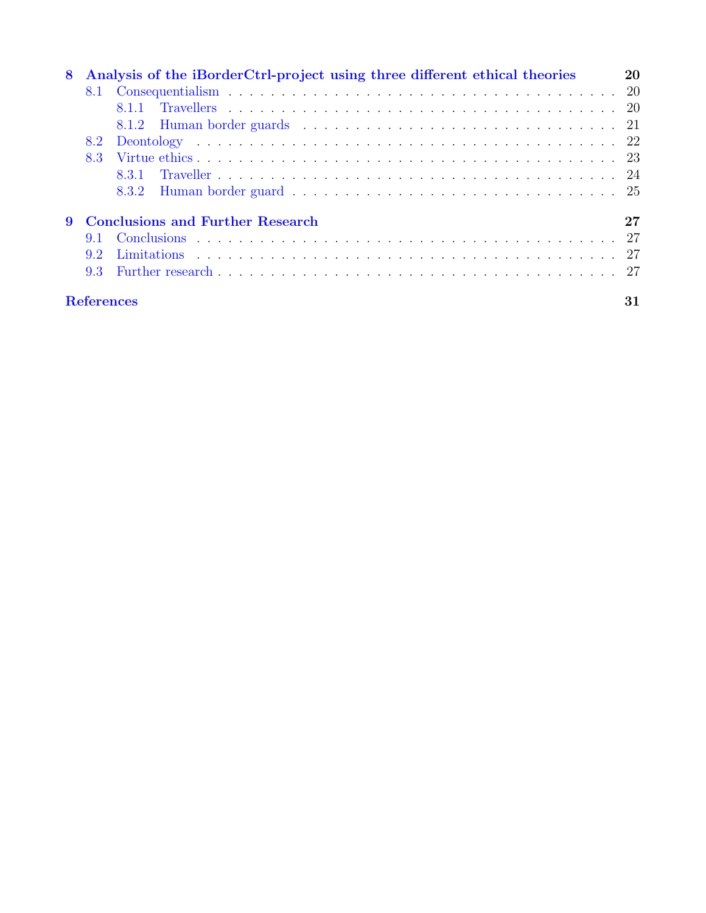**8 Analysis of the iBorderCtrl-project using three different ethical theories** 20
- 8.1 Consequentialism . . . 20
  - 8.1.1 Travellers . . . 20
  - 8.1.2 Human border guards . . . 21
- 8.2 Deontology . . . 22
- 8.3 Virtue ethics . . . 23
  - 8.3.1 Traveller . . . 24
  - 8.3.2 Human border guard . . . 25

**9 Conclusions and Further Research** 27
- 9.1 Conclusions . . . 27
- 9.2 Limitations . . . 27
- 9.3 Further research . . . 27

**References** 31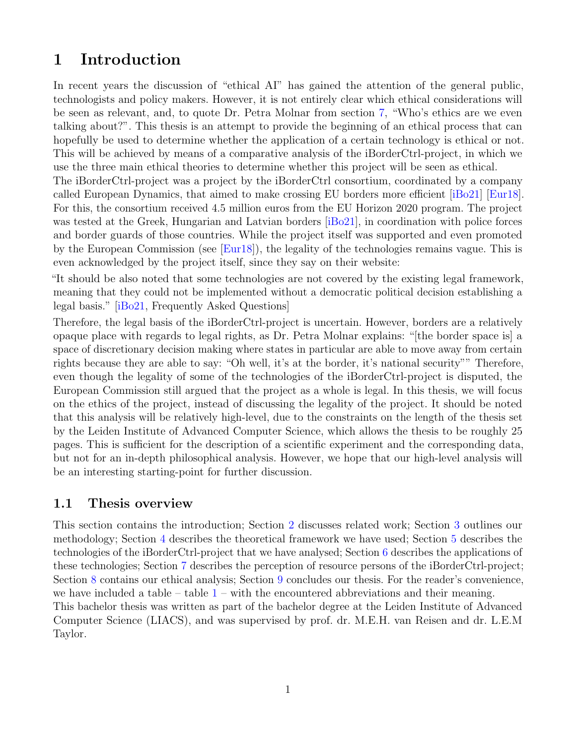# 1 Introduction

In recent years the discussion of "ethical AI" has gained the attention of the general public, technologists and policy makers. However, it is not entirely clear which ethical considerations will be seen as relevant, and, to quote Dr. Petra Molnar from section 7, "Who's ethics are we even talking about?". This thesis is an attempt to provide the beginning of an ethical process that can hopefully be used to determine whether the application of a certain technology is ethical or not. This will be achieved by means of a comparative analysis of the iBorderCtrl-project, in which we use the three main ethical theories to determine whether this project will be seen as ethical.

The iBorderCtrl-project was a project by the iBorderCtrl consortium, coordinated by a company called European Dynamics, that aimed to make crossing EU borders more efficient [iBo21] [Eur18]. For this, the consortium received 4.5 million euros from the EU Horizon 2020 program. The project was tested at the Greek, Hungarian and Latvian borders [iBo21], in coordination with police forces and border guards of those countries. While the project itself was supported and even promoted by the European Commission (see [Eur18]), the legality of the technologies remains vague. This is even acknowledged by the project itself, since they say on their website:

"It should be also noted that some technologies are not covered by the existing legal framework, meaning that they could not be implemented without a democratic political decision establishing a legal basis." [iBo21, Frequently Asked Questions]

Therefore, the legal basis of the iBorderCtrl-project is uncertain. However, borders are a relatively opaque place with regards to legal rights, as Dr. Petra Molnar explains: "[the border space is] a space of discretionary decision making where states in particular are able to move away from certain rights because they are able to say: "Oh well, it's at the border, it's national security"" Therefore, even though the legality of some of the technologies of the iBorderCtrl-project is disputed, the European Commission still argued that the project as a whole is legal. In this thesis, we will focus on the ethics of the project, instead of discussing the legality of the project. It should be noted that this analysis will be relatively high-level, due to the constraints on the length of the thesis set by the Leiden Institute of Advanced Computer Science, which allows the thesis to be roughly 25 pages. This is sufficient for the description of a scientific experiment and the corresponding data, but not for an in-depth philosophical analysis. However, we hope that our high-level analysis will be an interesting starting-point for further discussion.

## 1.1 Thesis overview

This section contains the introduction; Section 2 discusses related work; Section 3 outlines our methodology; Section 4 describes the theoretical framework we have used; Section 5 describes the technologies of the iBorderCtrl-project that we have analysed; Section 6 describes the applications of these technologies; Section 7 describes the perception of resource persons of the iBorderCtrl-project; Section 8 contains our ethical analysis; Section 9 concludes our thesis. For the reader's convenience, we have included a table – table 1 – with the encountered abbreviations and their meaning.

This bachelor thesis was written as part of the bachelor degree at the Leiden Institute of Advanced Computer Science (LIACS), and was supervised by prof. dr. M.E.H. van Reisen and dr. L.E.M Taylor.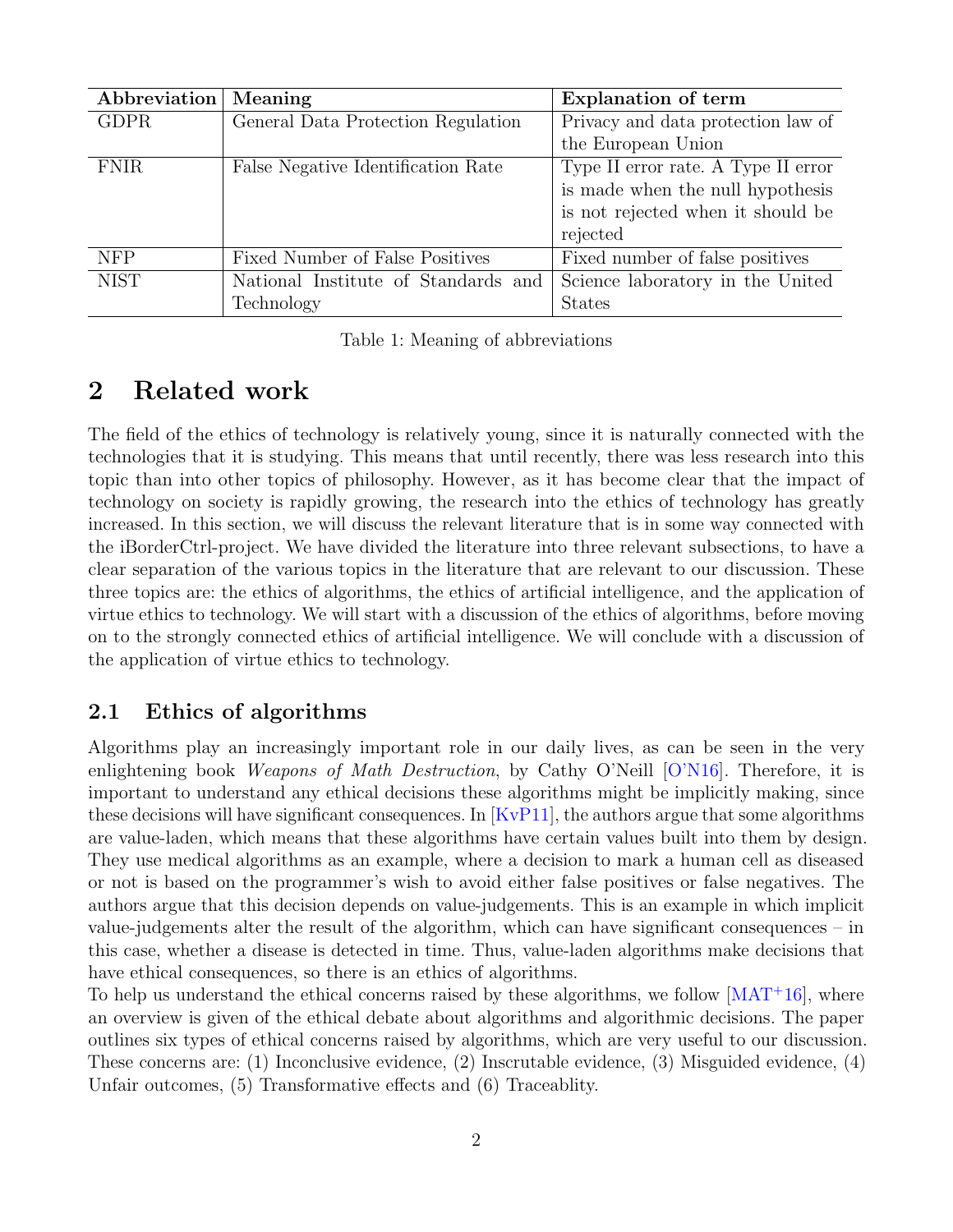| Abbreviation | Meaning | Explanation of term |
| --- | --- | --- |
| GDPR | General Data Protection Regulation | Privacy and data protection law of the European Union |
| FNIR | False Negative Identification Rate | Type II error rate. A Type II error is made when the null hypothesis is not rejected when it should be rejected |
| NFP | Fixed Number of False Positives | Fixed number of false positives |
| NIST | National Institute of Standards and Technology | Science laboratory in the United States |

Table 1: Meaning of abbreviations

# 2 Related work

The field of the ethics of technology is relatively young, since it is naturally connected with the technologies that it is studying. This means that until recently, there was less research into this topic than into other topics of philosophy. However, as it has become clear that the impact of technology on society is rapidly growing, the research into the ethics of technology has greatly increased. In this section, we will discuss the relevant literature that is in some way connected with the iBorderCtrl-project. We have divided the literature into three relevant subsections, to have a clear separation of the various topics in the literature that are relevant to our discussion. These three topics are: the ethics of algorithms, the ethics of artificial intelligence, and the application of virtue ethics to technology. We will start with a discussion of the ethics of algorithms, before moving on to the strongly connected ethics of artificial intelligence. We will conclude with a discussion of the application of virtue ethics to technology.

## 2.1 Ethics of algorithms

Algorithms play an increasingly important role in our daily lives, as can be seen in the very enlightening book *Weapons of Math Destruction*, by Cathy O'Neill [O'N16]. Therefore, it is important to understand any ethical decisions these algorithms might be implicitly making, since these decisions will have significant consequences. In [KvP11], the authors argue that some algorithms are value-laden, which means that these algorithms have certain values built into them by design. They use medical algorithms as an example, where a decision to mark a human cell as diseased or not is based on the programmer's wish to avoid either false positives or false negatives. The authors argue that this decision depends on value-judgements. This is an example in which implicit value-judgements alter the result of the algorithm, which can have significant consequences – in this case, whether a disease is detected in time. Thus, value-laden algorithms make decisions that have ethical consequences, so there is an ethics of algorithms.

To help us understand the ethical concerns raised by these algorithms, we follow [MAT+16], where an overview is given of the ethical debate about algorithms and algorithmic decisions. The paper outlines six types of ethical concerns raised by algorithms, which are very useful to our discussion. These concerns are: (1) Inconclusive evidence, (2) Inscrutable evidence, (3) Misguided evidence, (4) Unfair outcomes, (5) Transformative effects and (6) Traceablity.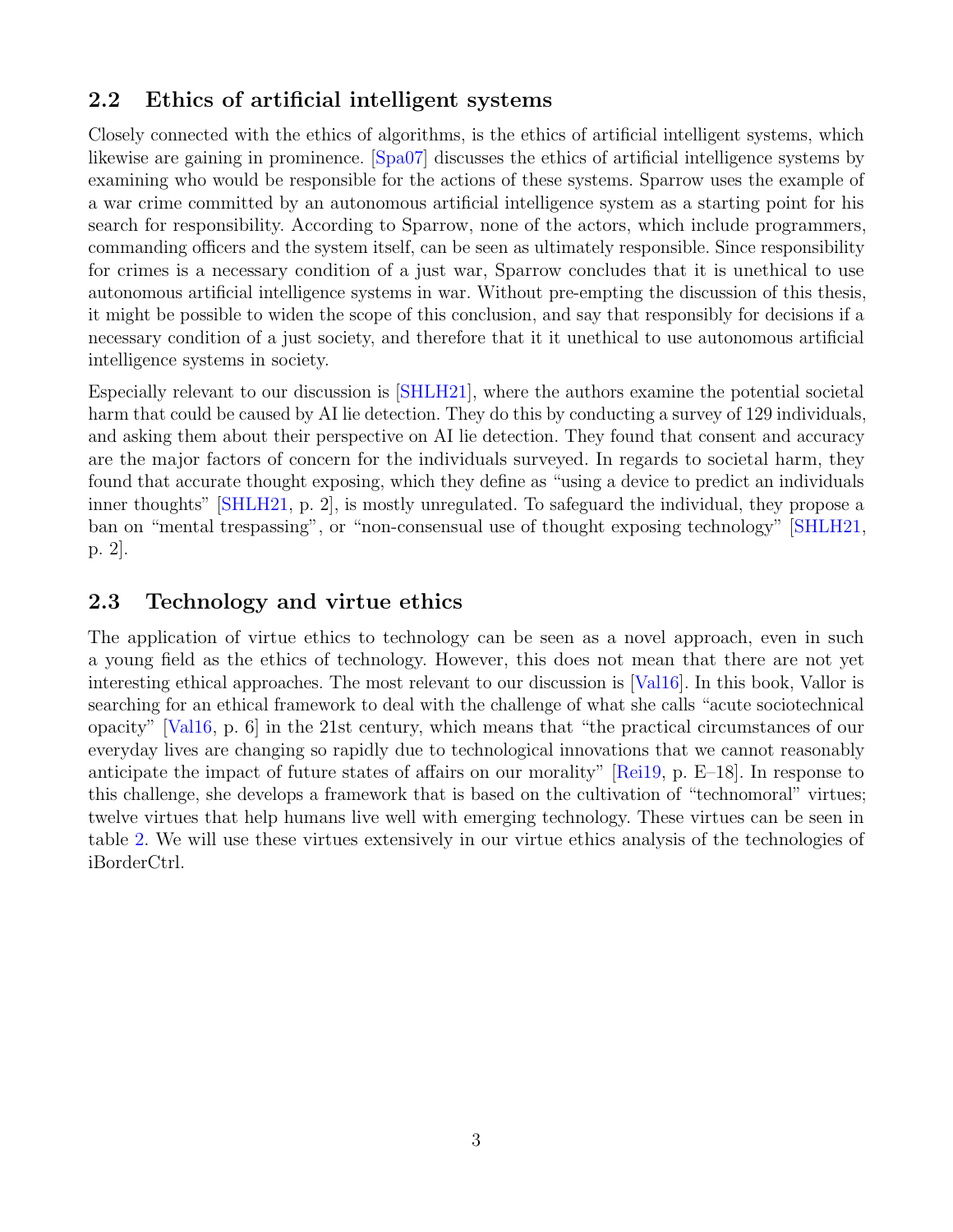## 2.2 Ethics of artificial intelligent systems

Closely connected with the ethics of algorithms, is the ethics of artificial intelligent systems, which likewise are gaining in prominence. [Spa07] discusses the ethics of artificial intelligence systems by examining who would be responsible for the actions of these systems. Sparrow uses the example of a war crime committed by an autonomous artificial intelligence system as a starting point for his search for responsibility. According to Sparrow, none of the actors, which include programmers, commanding officers and the system itself, can be seen as ultimately responsible. Since responsibility for crimes is a necessary condition of a just war, Sparrow concludes that it is unethical to use autonomous artificial intelligence systems in war. Without pre-empting the discussion of this thesis, it might be possible to widen the scope of this conclusion, and say that responsibly for decisions if a necessary condition of a just society, and therefore that it it unethical to use autonomous artificial intelligence systems in society.

Especially relevant to our discussion is [SHLH21], where the authors examine the potential societal harm that could be caused by AI lie detection. They do this by conducting a survey of 129 individuals, and asking them about their perspective on AI lie detection. They found that consent and accuracy are the major factors of concern for the individuals surveyed. In regards to societal harm, they found that accurate thought exposing, which they define as "using a device to predict an individuals inner thoughts" [SHLH21, p. 2], is mostly unregulated. To safeguard the individual, they propose a ban on "mental trespassing", or "non-consensual use of thought exposing technology" [SHLH21, p. 2].

## 2.3 Technology and virtue ethics

The application of virtue ethics to technology can be seen as a novel approach, even in such a young field as the ethics of technology. However, this does not mean that there are not yet interesting ethical approaches. The most relevant to our discussion is [Val16]. In this book, Vallor is searching for an ethical framework to deal with the challenge of what she calls "acute sociotechnical opacity" [Val16, p. 6] in the 21st century, which means that "the practical circumstances of our everyday lives are changing so rapidly due to technological innovations that we cannot reasonably anticipate the impact of future states of affairs on our morality" [Rei19, p. E–18]. In response to this challenge, she develops a framework that is based on the cultivation of "technomoral" virtues; twelve virtues that help humans live well with emerging technology. These virtues can be seen in table 2. We will use these virtues extensively in our virtue ethics analysis of the technologies of iBorderCtrl.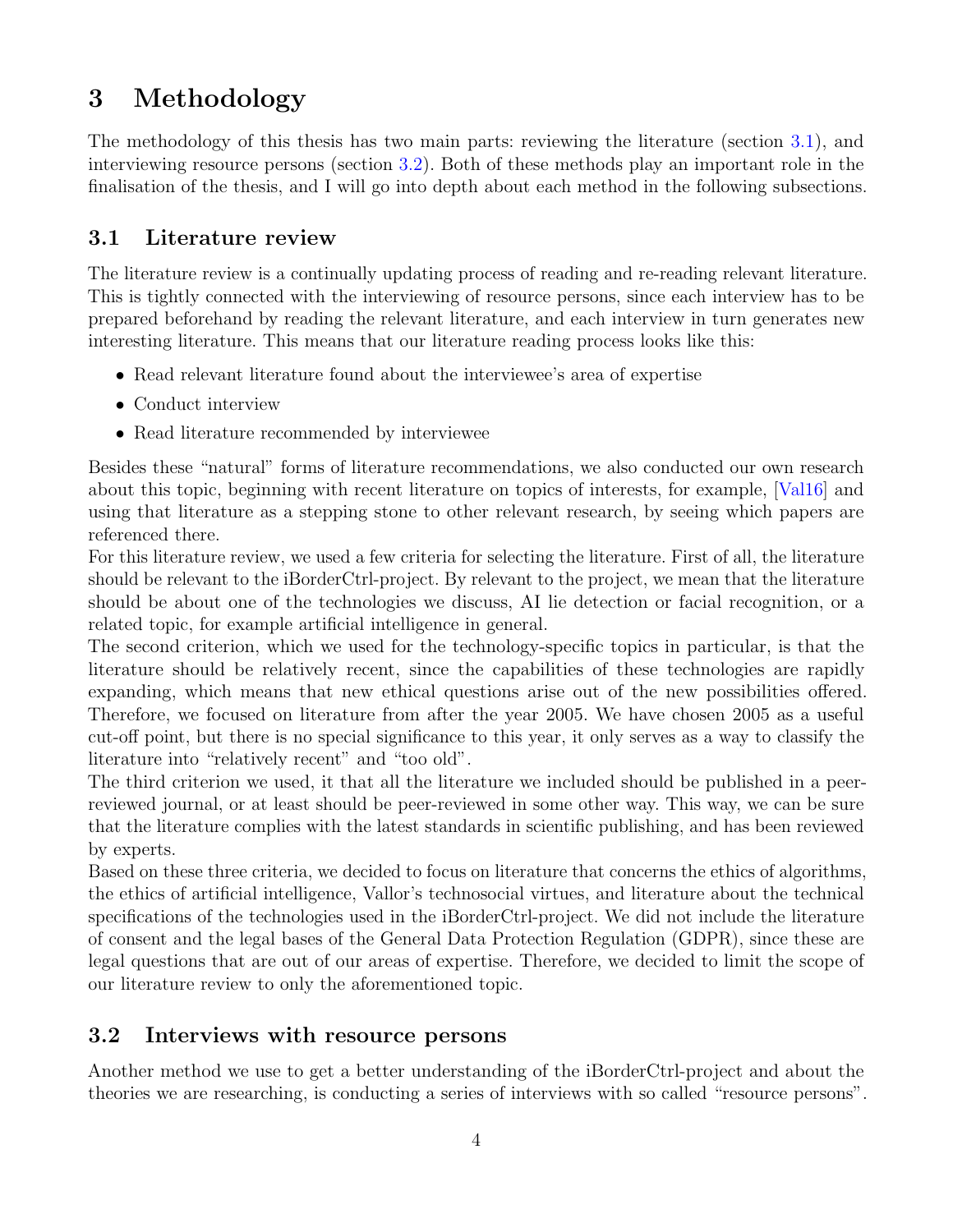# 3 Methodology

The methodology of this thesis has two main parts: reviewing the literature (section 3.1), and interviewing resource persons (section 3.2). Both of these methods play an important role in the finalisation of the thesis, and I will go into depth about each method in the following subsections.

## 3.1 Literature review

The literature review is a continually updating process of reading and re-reading relevant literature. This is tightly connected with the interviewing of resource persons, since each interview has to be prepared beforehand by reading the relevant literature, and each interview in turn generates new interesting literature. This means that our literature reading process looks like this:

- Read relevant literature found about the interviewee's area of expertise
- Conduct interview
- Read literature recommended by interviewee

Besides these "natural" forms of literature recommendations, we also conducted our own research about this topic, beginning with recent literature on topics of interests, for example, [Val16] and using that literature as a stepping stone to other relevant research, by seeing which papers are referenced there.

For this literature review, we used a few criteria for selecting the literature. First of all, the literature should be relevant to the iBorderCtrl-project. By relevant to the project, we mean that the literature should be about one of the technologies we discuss, AI lie detection or facial recognition, or a related topic, for example artificial intelligence in general.

The second criterion, which we used for the technology-specific topics in particular, is that the literature should be relatively recent, since the capabilities of these technologies are rapidly expanding, which means that new ethical questions arise out of the new possibilities offered. Therefore, we focused on literature from after the year 2005. We have chosen 2005 as a useful cut-off point, but there is no special significance to this year, it only serves as a way to classify the literature into "relatively recent" and "too old".

The third criterion we used, it that all the literature we included should be published in a peer-reviewed journal, or at least should be peer-reviewed in some other way. This way, we can be sure that the literature complies with the latest standards in scientific publishing, and has been reviewed by experts.

Based on these three criteria, we decided to focus on literature that concerns the ethics of algorithms, the ethics of artificial intelligence, Vallor's technosocial virtues, and literature about the technical specifications of the technologies used in the iBorderCtrl-project. We did not include the literature of consent and the legal bases of the General Data Protection Regulation (GDPR), since these are legal questions that are out of our areas of expertise. Therefore, we decided to limit the scope of our literature review to only the aforementioned topic.

## 3.2 Interviews with resource persons

Another method we use to get a better understanding of the iBorderCtrl-project and about the theories we are researching, is conducting a series of interviews with so called "resource persons".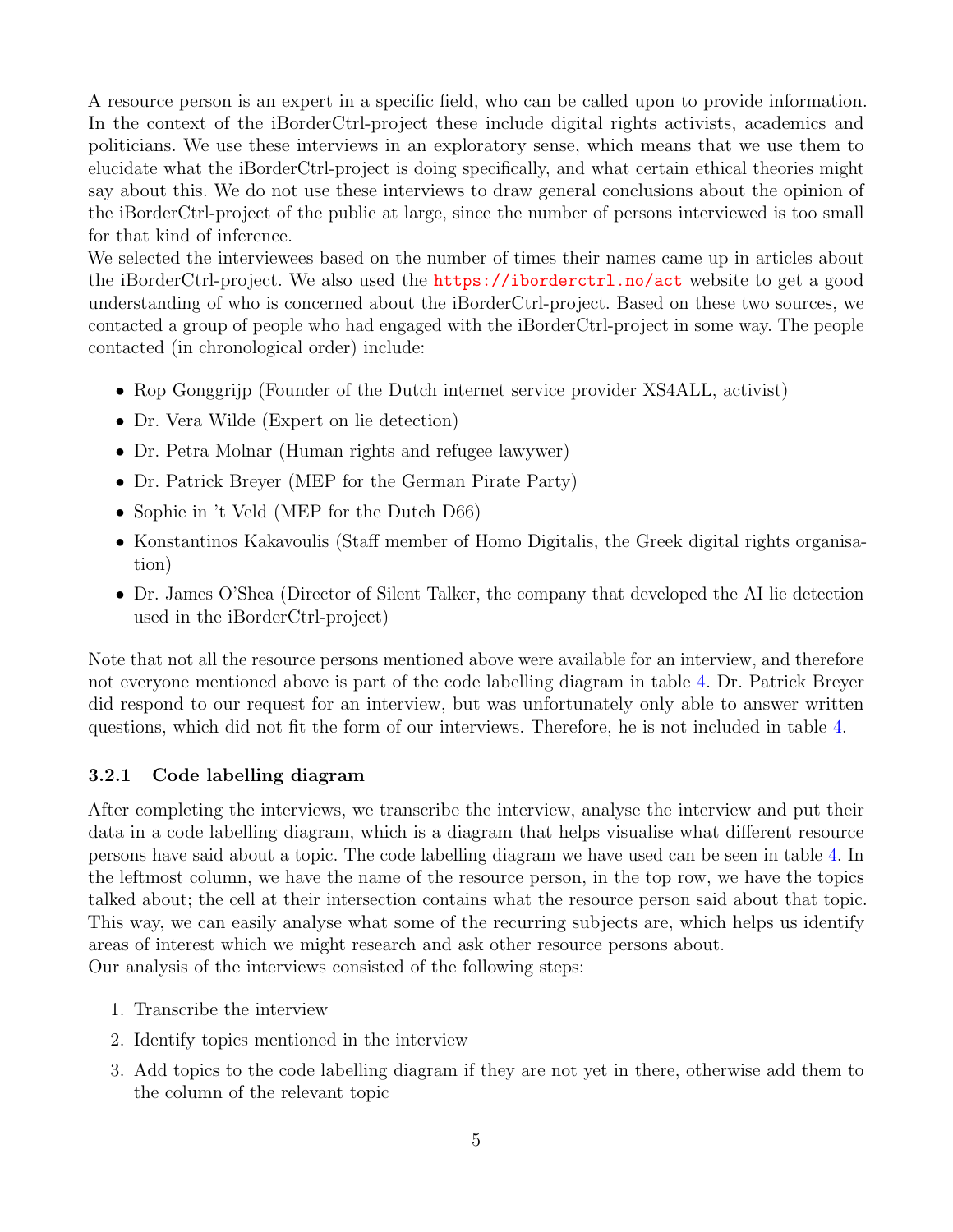A resource person is an expert in a specific field, who can be called upon to provide information. In the context of the iBorderCtrl-project these include digital rights activists, academics and politicians. We use these interviews in an exploratory sense, which means that we use them to elucidate what the iBorderCtrl-project is doing specifically, and what certain ethical theories might say about this. We do not use these interviews to draw general conclusions about the opinion of the iBorderCtrl-project of the public at large, since the number of persons interviewed is too small for that kind of inference.

We selected the interviewees based on the number of times their names came up in articles about the iBorderCtrl-project. We also used the https://iborderctrl.no/act website to get a good understanding of who is concerned about the iBorderCtrl-project. Based on these two sources, we contacted a group of people who had engaged with the iBorderCtrl-project in some way. The people contacted (in chronological order) include:

- Rop Gonggrijp (Founder of the Dutch internet service provider XS4ALL, activist)
- Dr. Vera Wilde (Expert on lie detection)
- Dr. Petra Molnar (Human rights and refugee lawywer)
- Dr. Patrick Breyer (MEP for the German Pirate Party)
- Sophie in 't Veld (MEP for the Dutch D66)
- Konstantinos Kakavoulis (Staff member of Homo Digitalis, the Greek digital rights organisation)
- Dr. James O'Shea (Director of Silent Talker, the company that developed the AI lie detection used in the iBorderCtrl-project)

Note that not all the resource persons mentioned above were available for an interview, and therefore not everyone mentioned above is part of the code labelling diagram in table 4. Dr. Patrick Breyer did respond to our request for an interview, but was unfortunately only able to answer written questions, which did not fit the form of our interviews. Therefore, he is not included in table 4.

### 3.2.1 Code labelling diagram

After completing the interviews, we transcribe the interview, analyse the interview and put their data in a code labelling diagram, which is a diagram that helps visualise what different resource persons have said about a topic. The code labelling diagram we have used can be seen in table 4. In the leftmost column, we have the name of the resource person, in the top row, we have the topics talked about; the cell at their intersection contains what the resource person said about that topic. This way, we can easily analyse what some of the recurring subjects are, which helps us identify areas of interest which we might research and ask other resource persons about.

Our analysis of the interviews consisted of the following steps:

1. Transcribe the interview
2. Identify topics mentioned in the interview
3. Add topics to the code labelling diagram if they are not yet in there, otherwise add them to the column of the relevant topic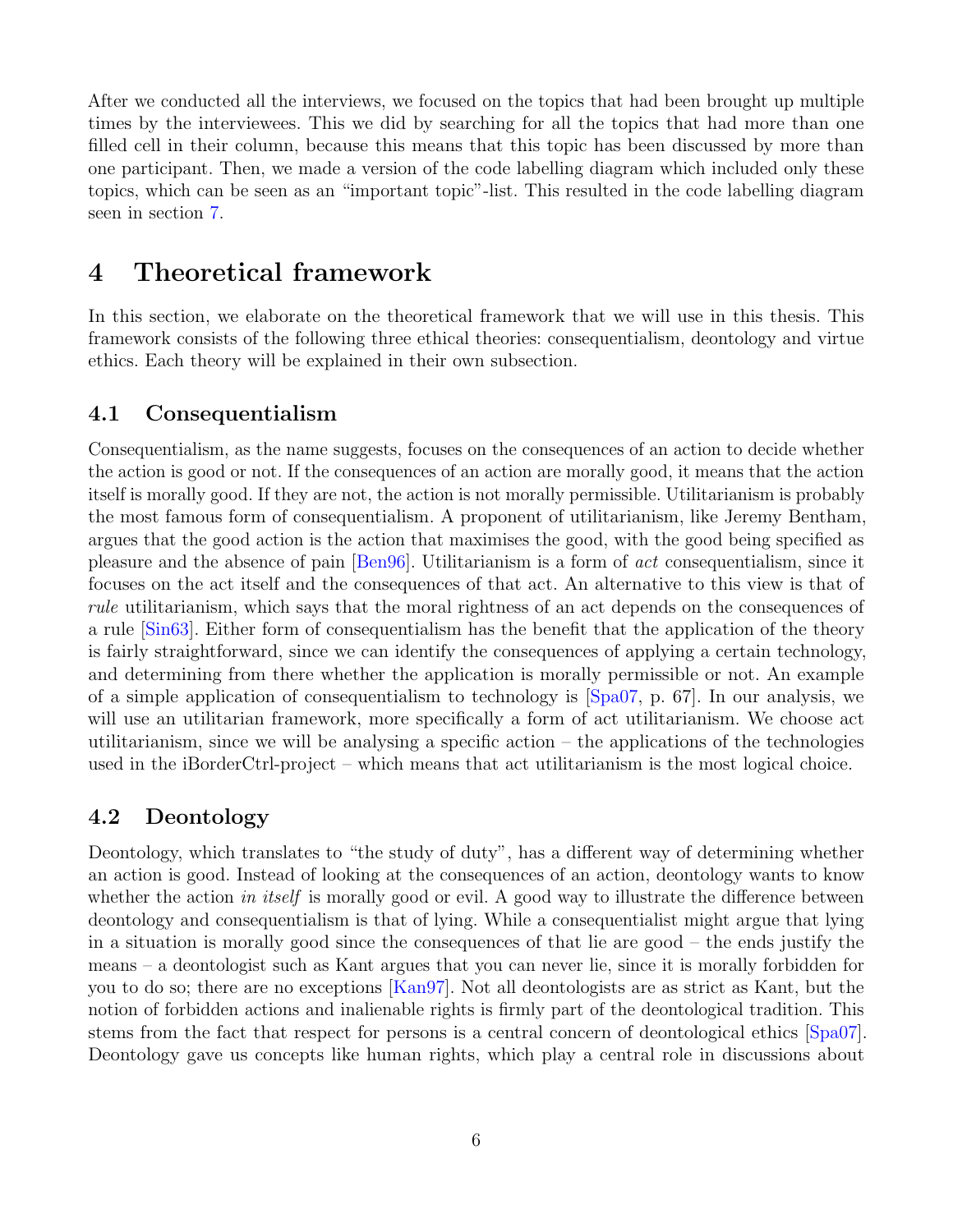After we conducted all the interviews, we focused on the topics that had been brought up multiple times by the interviewees. This we did by searching for all the topics that had more than one filled cell in their column, because this means that this topic has been discussed by more than one participant. Then, we made a version of the code labelling diagram which included only these topics, which can be seen as an "important topic"-list. This resulted in the code labelling diagram seen in section 7.

# 4 Theoretical framework

In this section, we elaborate on the theoretical framework that we will use in this thesis. This framework consists of the following three ethical theories: consequentialism, deontology and virtue ethics. Each theory will be explained in their own subsection.

## 4.1 Consequentialism

Consequentialism, as the name suggests, focuses on the consequences of an action to decide whether the action is good or not. If the consequences of an action are morally good, it means that the action itself is morally good. If they are not, the action is not morally permissible. Utilitarianism is probably the most famous form of consequentialism. A proponent of utilitarianism, like Jeremy Bentham, argues that the good action is the action that maximises the good, with the good being specified as pleasure and the absence of pain [Ben96]. Utilitarianism is a form of *act* consequentialism, since it focuses on the act itself and the consequences of that act. An alternative to this view is that of *rule* utilitarianism, which says that the moral rightness of an act depends on the consequences of a rule [Sin63]. Either form of consequentialism has the benefit that the application of the theory is fairly straightforward, since we can identify the consequences of applying a certain technology, and determining from there whether the application is morally permissible or not. An example of a simple application of consequentialism to technology is [Spa07, p. 67]. In our analysis, we will use an utilitarian framework, more specifically a form of act utilitarianism. We choose act utilitarianism, since we will be analysing a specific action – the applications of the technologies used in the iBorderCtrl-project – which means that act utilitarianism is the most logical choice.

## 4.2 Deontology

Deontology, which translates to "the study of duty", has a different way of determining whether an action is good. Instead of looking at the consequences of an action, deontology wants to know whether the action *in itself* is morally good or evil. A good way to illustrate the difference between deontology and consequentialism is that of lying. While a consequentialist might argue that lying in a situation is morally good since the consequences of that lie are good – the ends justify the means – a deontologist such as Kant argues that you can never lie, since it is morally forbidden for you to do so; there are no exceptions [Kan97]. Not all deontologists are as strict as Kant, but the notion of forbidden actions and inalienable rights is firmly part of the deontological tradition. This stems from the fact that respect for persons is a central concern of deontological ethics [Spa07]. Deontology gave us concepts like human rights, which play a central role in discussions about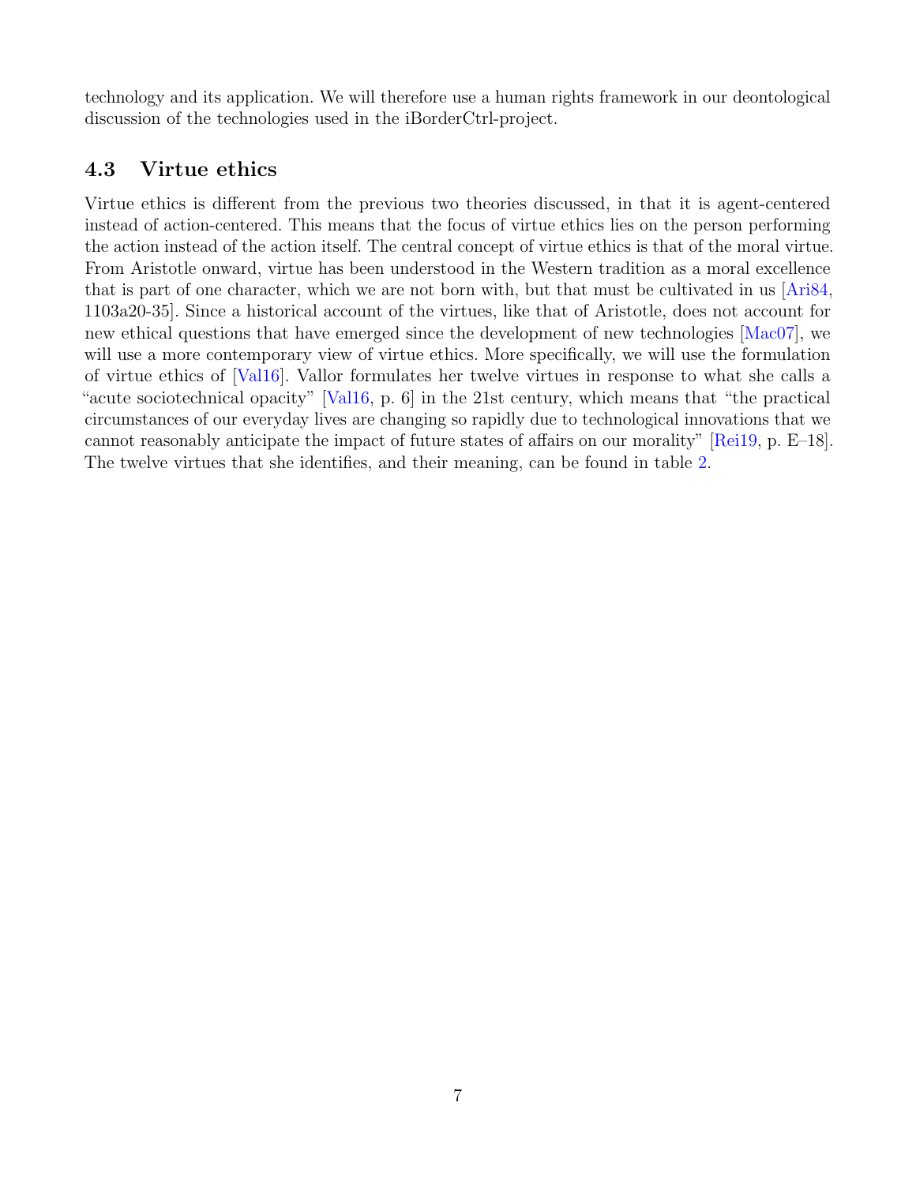technology and its application. We will therefore use a human rights framework in our deontological discussion of the technologies used in the iBorderCtrl-project.

### 4.3 Virtue ethics

Virtue ethics is different from the previous two theories discussed, in that it is agent-centered instead of action-centered. This means that the focus of virtue ethics lies on the person performing the action instead of the action itself. The central concept of virtue ethics is that of the moral virtue. From Aristotle onward, virtue has been understood in the Western tradition as a moral excellence that is part of one character, which we are not born with, but that must be cultivated in us [Ari84, 1103a20-35]. Since a historical account of the virtues, like that of Aristotle, does not account for new ethical questions that have emerged since the development of new technologies [Mac07], we will use a more contemporary view of virtue ethics. More specifically, we will use the formulation of virtue ethics of [Val16]. Vallor formulates her twelve virtues in response to what she calls a "acute sociotechnical opacity" [Val16, p. 6] in the 21st century, which means that "the practical circumstances of our everyday lives are changing so rapidly due to technological innovations that we cannot reasonably anticipate the impact of future states of affairs on our morality" [Rei19, p. E–18]. The twelve virtues that she identifies, and their meaning, can be found in table 2.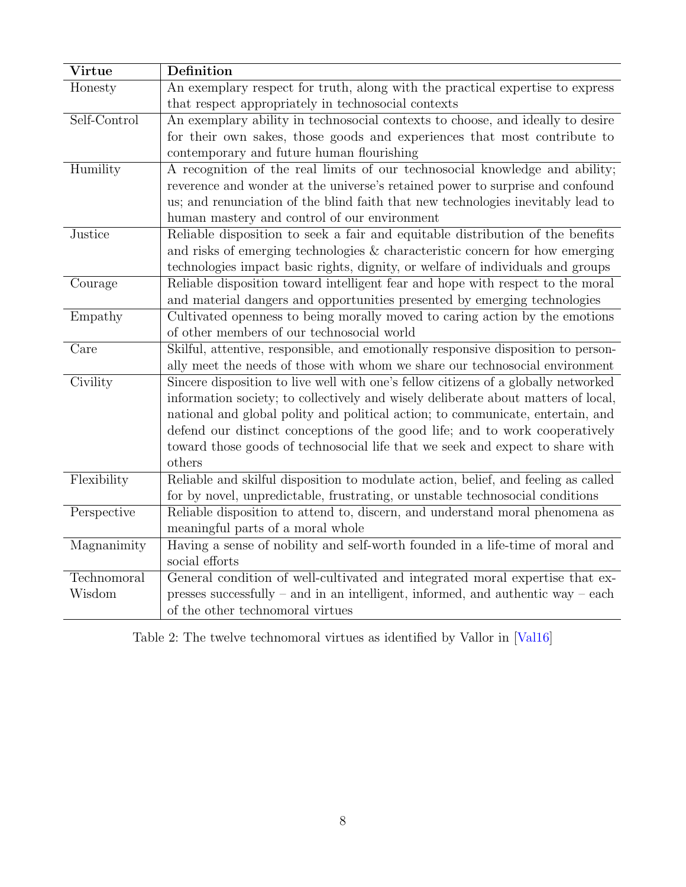| Virtue | Definition |
|---|---|
| Honesty | An exemplary respect for truth, along with the practical expertise to express that respect appropriately in technosocial contexts |
| Self-Control | An exemplary ability in technosocial contexts to choose, and ideally to desire for their own sakes, those goods and experiences that most contribute to contemporary and future human flourishing |
| Humility | A recognition of the real limits of our technosocial knowledge and ability; reverence and wonder at the universe's retained power to surprise and confound us; and renunciation of the blind faith that new technologies inevitably lead to human mastery and control of our environment |
| Justice | Reliable disposition to seek a fair and equitable distribution of the benefits and risks of emerging technologies & characteristic concern for how emerging technologies impact basic rights, dignity, or welfare of individuals and groups |
| Courage | Reliable disposition toward intelligent fear and hope with respect to the moral and material dangers and opportunities presented by emerging technologies |
| Empathy | Cultivated openness to being morally moved to caring action by the emotions of other members of our technosocial world |
| Care | Skilful, attentive, responsible, and emotionally responsive disposition to personally meet the needs of those with whom we share our technosocial environment |
| Civility | Sincere disposition to live well with one's fellow citizens of a globally networked information society; to collectively and wisely deliberate about matters of local, national and global polity and political action; to communicate, entertain, and defend our distinct conceptions of the good life; and to work cooperatively toward those goods of technosocial life that we seek and expect to share with others |
| Flexibility | Reliable and skilful disposition to modulate action, belief, and feeling as called for by novel, unpredictable, frustrating, or unstable technosocial conditions |
| Perspective | Reliable disposition to attend to, discern, and understand moral phenomena as meaningful parts of a moral whole |
| Magnanimity | Having a sense of nobility and self-worth founded in a life-time of moral and social efforts |
| Technomoral Wisdom | General condition of well-cultivated and integrated moral expertise that expresses successfully – and in an intelligent, informed, and authentic way – each of the other technomoral virtues |

Table 2: The twelve technomoral virtues as identified by Vallor in [Val16]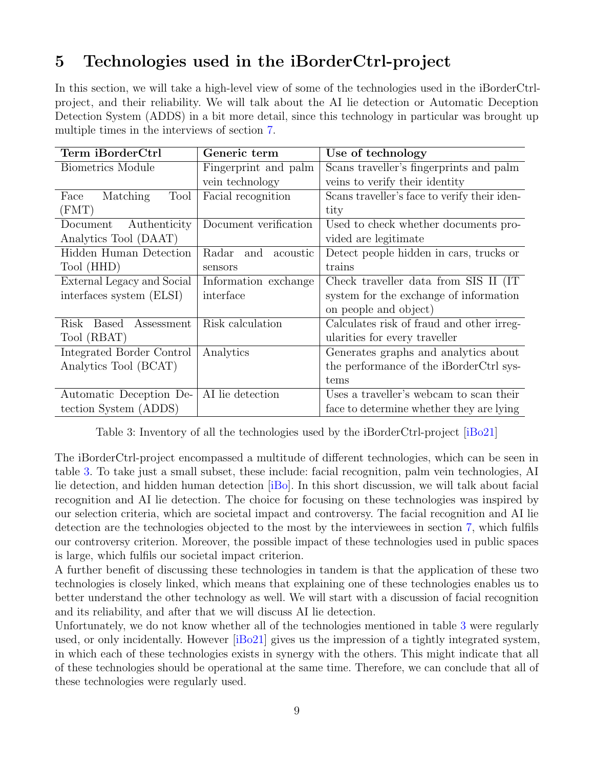## 5 Technologies used in the iBorderCtrl-project

In this section, we will take a high-level view of some of the technologies used in the iBorderCtrl-project, and their reliability. We will talk about the AI lie detection or Automatic Deception Detection System (ADDS) in a bit more detail, since this technology in particular was brought up multiple times in the interviews of section 7.

| Term iBorderCtrl | Generic term | Use of technology |
|---|---|---|
| Biometrics Module | Fingerprint and palm vein technology | Scans traveller's fingerprints and palm veins to verify their identity |
| Face Matching Tool (FMT) | Facial recognition | Scans traveller's face to verify their identity |
| Document Authenticity Analytics Tool (DAAT) | Document verification | Used to check whether documents provided are legitimate |
| Hidden Human Detection Tool (HHD) | Radar and acoustic sensors | Detect people hidden in cars, trucks or trains |
| External Legacy and Social interfaces system (ELSI) | Information exchange interface | Check traveller data from SIS II (IT system for the exchange of information on people and object) |
| Risk Based Assessment Tool (RBAT) | Risk calculation | Calculates risk of fraud and other irregularities for every traveller |
| Integrated Border Control Analytics Tool (BCAT) | Analytics | Generates graphs and analytics about the performance of the iBorderCtrl systems |
| Automatic Deception Detection System (ADDS) | AI lie detection | Uses a traveller's webcam to scan their face to determine whether they are lying |

Table 3: Inventory of all the technologies used by the iBorderCtrl-project [iBo21]

The iBorderCtrl-project encompassed a multitude of different technologies, which can be seen in table 3. To take just a small subset, these include: facial recognition, palm vein technologies, AI lie detection, and hidden human detection [iBo]. In this short discussion, we will talk about facial recognition and AI lie detection. The choice for focusing on these technologies was inspired by our selection criteria, which are societal impact and controversy. The facial recognition and AI lie detection are the technologies objected to the most by the interviewees in section 7, which fulfils our controversy criterion. Moreover, the possible impact of these technologies used in public spaces is large, which fulfils our societal impact criterion.

A further benefit of discussing these technologies in tandem is that the application of these two technologies is closely linked, which means that explaining one of these technologies enables us to better understand the other technology as well. We will start with a discussion of facial recognition and its reliability, and after that we will discuss AI lie detection.

Unfortunately, we do not know whether all of the technologies mentioned in table 3 were regularly used, or only incidentally. However [iBo21] gives us the impression of a tightly integrated system, in which each of these technologies exists in synergy with the others. This might indicate that all of these technologies should be operational at the same time. Therefore, we can conclude that all of these technologies were regularly used.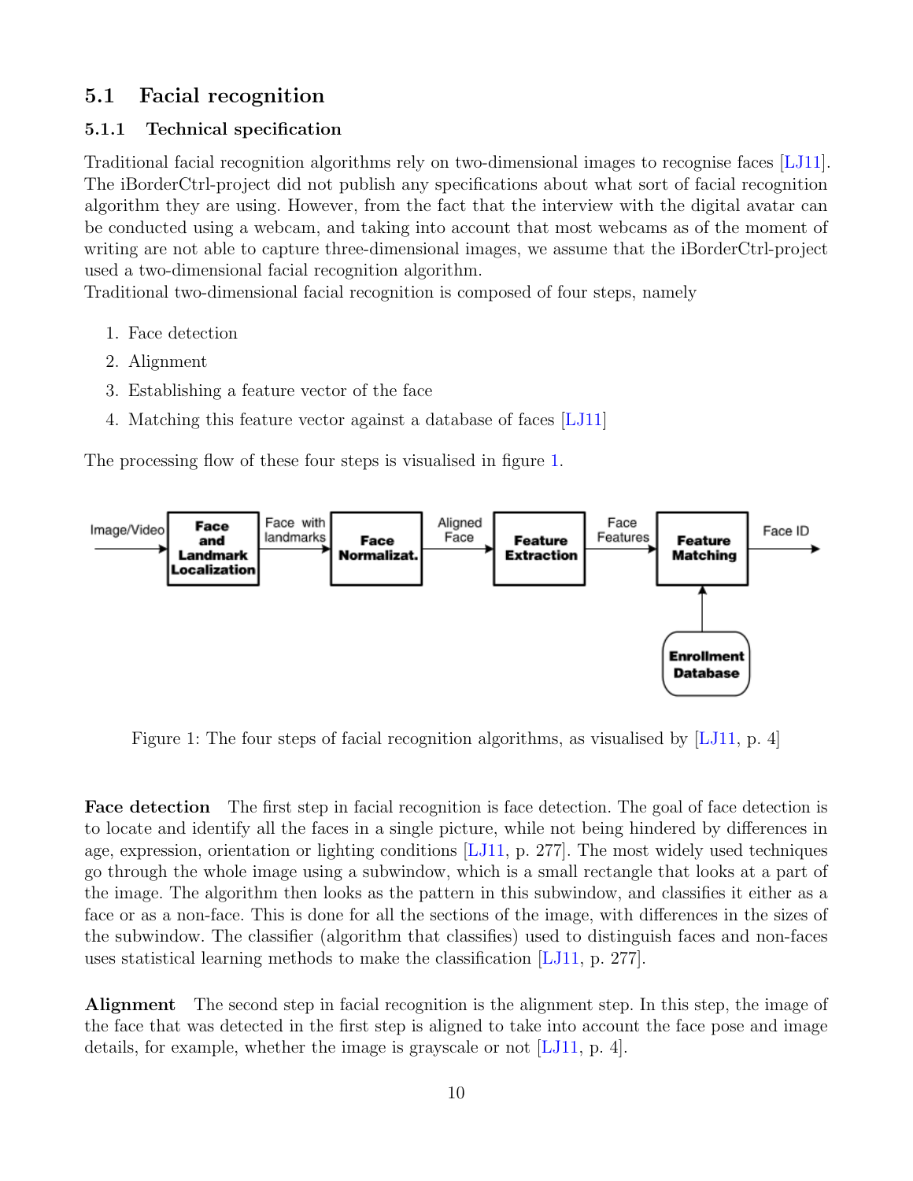## 5.1 Facial recognition

### 5.1.1 Technical specification

Traditional facial recognition algorithms rely on two-dimensional images to recognise faces [LJ11]. The iBorderCtrl-project did not publish any specifications about what sort of facial recognition algorithm they are using. However, from the fact that the interview with the digital avatar can be conducted using a webcam, and taking into account that most webcams as of the moment of writing are not able to capture three-dimensional images, we assume that the iBorderCtrl-project used a two-dimensional facial recognition algorithm.
Traditional two-dimensional facial recognition is composed of four steps, namely

1. Face detection
2. Alignment
3. Establishing a feature vector of the face
4. Matching this feature vector against a database of faces [LJ11]

The processing flow of these four steps is visualised in figure 1.

Figure 1: The four steps of facial recognition algorithms, as visualised by [LJ11, p. 4]

**Face detection** The first step in facial recognition is face detection. The goal of face detection is to locate and identify all the faces in a single picture, while not being hindered by differences in age, expression, orientation or lighting conditions [LJ11, p. 277]. The most widely used techniques go through the whole image using a subwindow, which is a small rectangle that looks at a part of the image. The algorithm then looks as the pattern in this subwindow, and classifies it either as a face or as a non-face. This is done for all the sections of the image, with differences in the sizes of the subwindow. The classifier (algorithm that classifies) used to distinguish faces and non-faces uses statistical learning methods to make the classification [LJ11, p. 277].

**Alignment** The second step in facial recognition is the alignment step. In this step, the image of the face that was detected in the first step is aligned to take into account the face pose and image details, for example, whether the image is grayscale or not [LJ11, p. 4].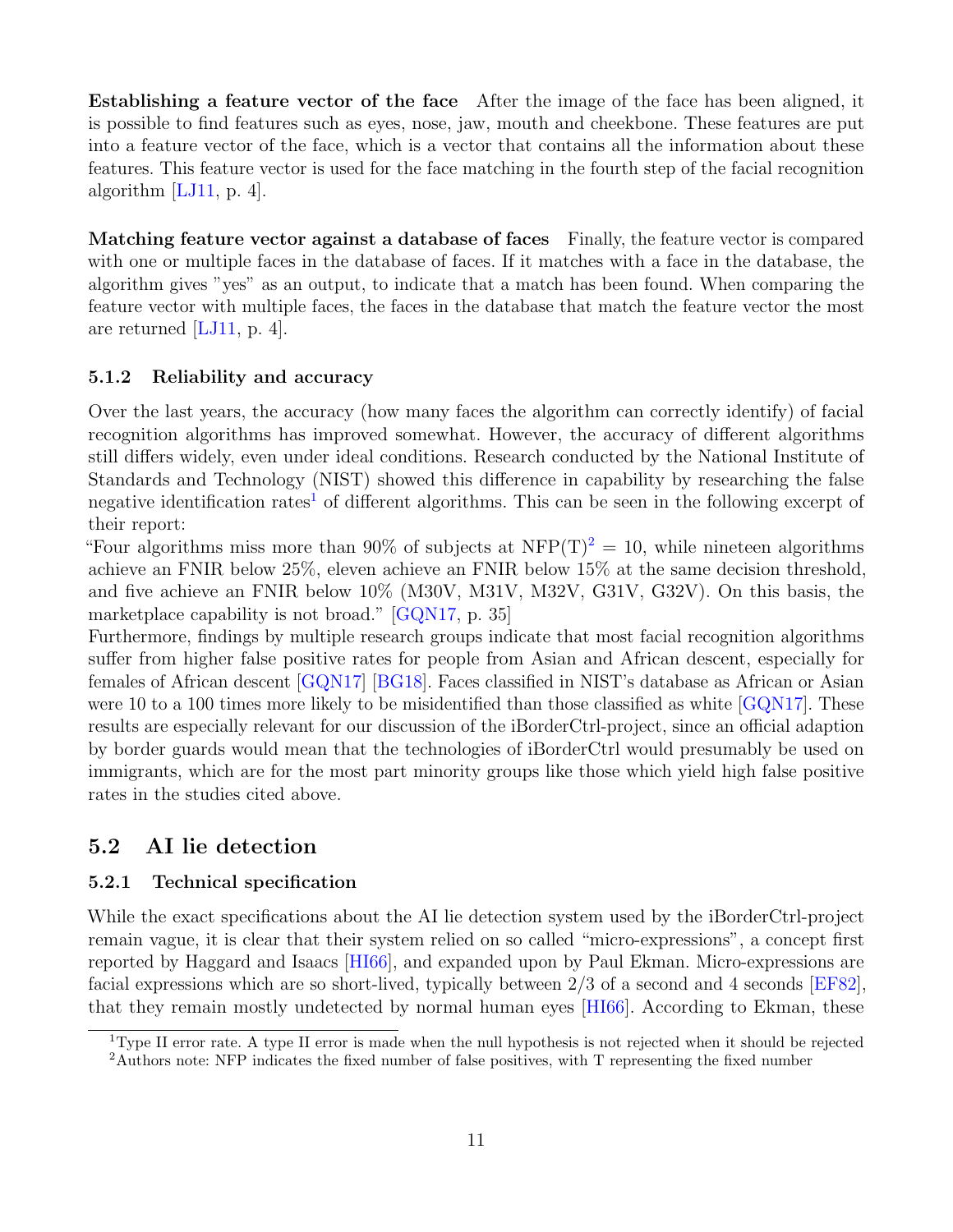**Establishing a feature vector of the face** After the image of the face has been aligned, it is possible to find features such as eyes, nose, jaw, mouth and cheekbone. These features are put into a feature vector of the face, which is a vector that contains all the information about these features. This feature vector is used for the face matching in the fourth step of the facial recognition algorithm [LJ11, p. 4].

**Matching feature vector against a database of faces** Finally, the feature vector is compared with one or multiple faces in the database of faces. If it matches with a face in the database, the algorithm gives "yes" as an output, to indicate that a match has been found. When comparing the feature vector with multiple faces, the faces in the database that match the feature vector the most are returned [LJ11, p. 4].

### 5.1.2 Reliability and accuracy

Over the last years, the accuracy (how many faces the algorithm can correctly identify) of facial recognition algorithms has improved somewhat. However, the accuracy of different algorithms still differs widely, even under ideal conditions. Research conducted by the National Institute of Standards and Technology (NIST) showed this difference in capability by researching the false negative identification rates[1] of different algorithms. This can be seen in the following excerpt of their report:

"Four algorithms miss more than 90% of subjects at NFP(T)[2] = 10, while nineteen algorithms achieve an FNIR below 25%, eleven achieve an FNIR below 15% at the same decision threshold, and five achieve an FNIR below 10% (M30V, M31V, M32V, G31V, G32V). On this basis, the marketplace capability is not broad." [GQN17, p. 35]

Furthermore, findings by multiple research groups indicate that most facial recognition algorithms suffer from higher false positive rates for people from Asian and African descent, especially for females of African descent [GQN17] [BG18]. Faces classified in NIST's database as African or Asian were 10 to a 100 times more likely to be misidentified than those classified as white [GQN17]. These results are especially relevant for our discussion of the iBorderCtrl-project, since an official adaption by border guards would mean that the technologies of iBorderCtrl would presumably be used on immigrants, which are for the most part minority groups like those which yield high false positive rates in the studies cited above.

## 5.2 AI lie detection

### 5.2.1 Technical specification

While the exact specifications about the AI lie detection system used by the iBorderCtrl-project remain vague, it is clear that their system relied on so called "micro-expressions", a concept first reported by Haggard and Isaacs [HI66], and expanded upon by Paul Ekman. Micro-expressions are facial expressions which are so short-lived, typically between 2/3 of a second and 4 seconds [EF82], that they remain mostly undetected by normal human eyes [HI66]. According to Ekman, these

[1] Type II error rate. A type II error is made when the null hypothesis is not rejected when it should be rejected

[2] Authors note: NFP indicates the fixed number of false positives, with T representing the fixed number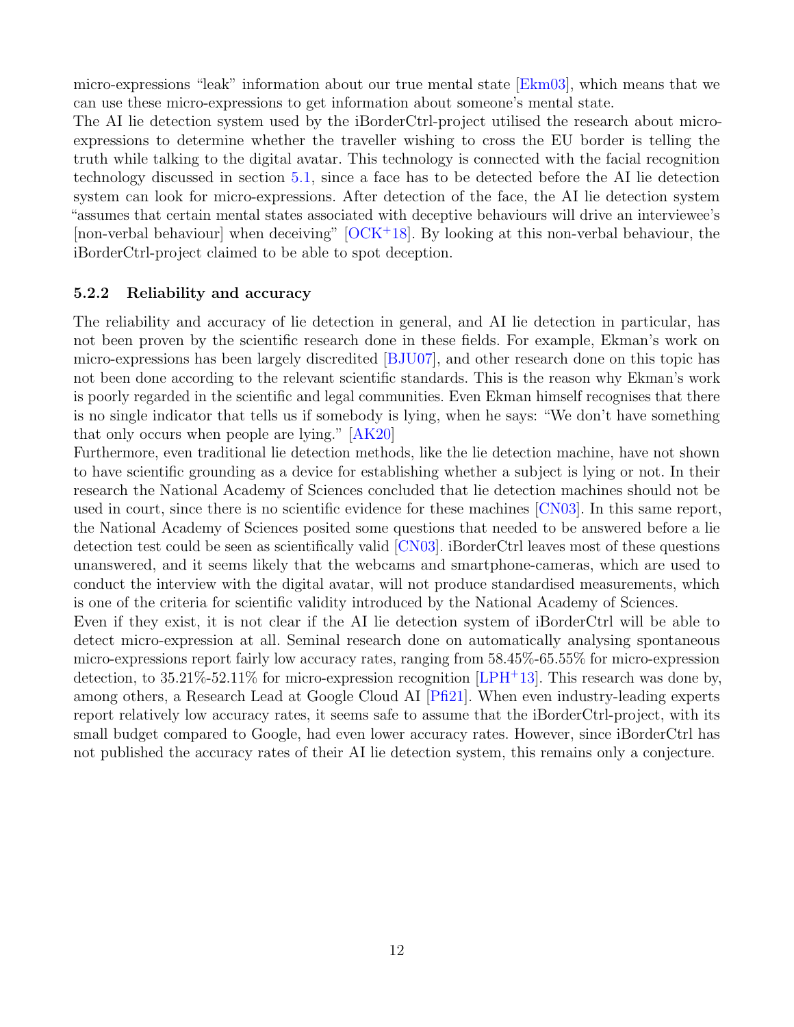micro-expressions "leak" information about our true mental state [Ekm03], which means that we can use these micro-expressions to get information about someone's mental state.

The AI lie detection system used by the iBorderCtrl-project utilised the research about micro-expressions to determine whether the traveller wishing to cross the EU border is telling the truth while talking to the digital avatar. This technology is connected with the facial recognition technology discussed in section 5.1, since a face has to be detected before the AI lie detection system can look for micro-expressions. After detection of the face, the AI lie detection system "assumes that certain mental states associated with deceptive behaviours will drive an interviewee's [non-verbal behaviour] when deceiving" [OCK+18]. By looking at this non-verbal behaviour, the iBorderCtrl-project claimed to be able to spot deception.

### 5.2.2 Reliability and accuracy

The reliability and accuracy of lie detection in general, and AI lie detection in particular, has not been proven by the scientific research done in these fields. For example, Ekman's work on micro-expressions has been largely discredited [BJU07], and other research done on this topic has not been done according to the relevant scientific standards. This is the reason why Ekman's work is poorly regarded in the scientific and legal communities. Even Ekman himself recognises that there is no single indicator that tells us if somebody is lying, when he says: "We don't have something that only occurs when people are lying." [AK20]

Furthermore, even traditional lie detection methods, like the lie detection machine, have not shown to have scientific grounding as a device for establishing whether a subject is lying or not. In their research the National Academy of Sciences concluded that lie detection machines should not be used in court, since there is no scientific evidence for these machines [CN03]. In this same report, the National Academy of Sciences posited some questions that needed to be answered before a lie detection test could be seen as scientifically valid [CN03]. iBorderCtrl leaves most of these questions unanswered, and it seems likely that the webcams and smartphone-cameras, which are used to conduct the interview with the digital avatar, will not produce standardised measurements, which is one of the criteria for scientific validity introduced by the National Academy of Sciences.

Even if they exist, it is not clear if the AI lie detection system of iBorderCtrl will be able to detect micro-expression at all. Seminal research done on automatically analysing spontaneous micro-expressions report fairly low accuracy rates, ranging from 58.45%-65.55% for micro-expression detection, to 35.21%-52.11% for micro-expression recognition [LPH+13]. This research was done by, among others, a Research Lead at Google Cloud AI [Pfi21]. When even industry-leading experts report relatively low accuracy rates, it seems safe to assume that the iBorderCtrl-project, with its small budget compared to Google, had even lower accuracy rates. However, since iBorderCtrl has not published the accuracy rates of their AI lie detection system, this remains only a conjecture.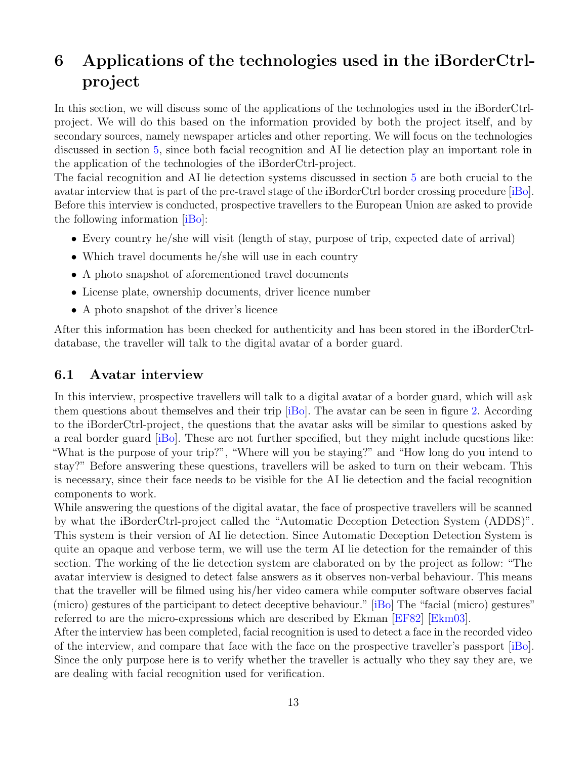# 6 Applications of the technologies used in the iBorderCtrl-project

In this section, we will discuss some of the applications of the technologies used in the iBorderCtrl-project. We will do this based on the information provided by both the project itself, and by secondary sources, namely newspaper articles and other reporting. We will focus on the technologies discussed in section 5, since both facial recognition and AI lie detection play an important role in the application of the technologies of the iBorderCtrl-project.

The facial recognition and AI lie detection systems discussed in section 5 are both crucial to the avatar interview that is part of the pre-travel stage of the iBorderCtrl border crossing procedure [iBo]. Before this interview is conducted, prospective travellers to the European Union are asked to provide the following information [iBo]:

- Every country he/she will visit (length of stay, purpose of trip, expected date of arrival)
- Which travel documents he/she will use in each country
- A photo snapshot of aforementioned travel documents
- License plate, ownership documents, driver licence number
- A photo snapshot of the driver's licence

After this information has been checked for authenticity and has been stored in the iBorderCtrl-database, the traveller will talk to the digital avatar of a border guard.

## 6.1 Avatar interview

In this interview, prospective travellers will talk to a digital avatar of a border guard, which will ask them questions about themselves and their trip [iBo]. The avatar can be seen in figure 2. According to the iBorderCtrl-project, the questions that the avatar asks will be similar to questions asked by a real border guard [iBo]. These are not further specified, but they might include questions like: "What is the purpose of your trip?", "Where will you be staying?" and "How long do you intend to stay?" Before answering these questions, travellers will be asked to turn on their webcam. This is necessary, since their face needs to be visible for the AI lie detection and the facial recognition components to work.

While answering the questions of the digital avatar, the face of prospective travellers will be scanned by what the iBorderCtrl-project called the "Automatic Deception Detection System (ADDS)". This system is their version of AI lie detection. Since Automatic Deception Detection System is quite an opaque and verbose term, we will use the term AI lie detection for the remainder of this section. The working of the lie detection system are elaborated on by the project as follow: "The avatar interview is designed to detect false answers as it observes non-verbal behaviour. This means that the traveller will be filmed using his/her video camera while computer software observes facial (micro) gestures of the participant to detect deceptive behaviour." [iBo] The "facial (micro) gestures" referred to are the micro-expressions which are described by Ekman [EF82] [Ekm03].

After the interview has been completed, facial recognition is used to detect a face in the recorded video of the interview, and compare that face with the face on the prospective traveller's passport [iBo]. Since the only purpose here is to verify whether the traveller is actually who they say they are, we are dealing with facial recognition used for verification.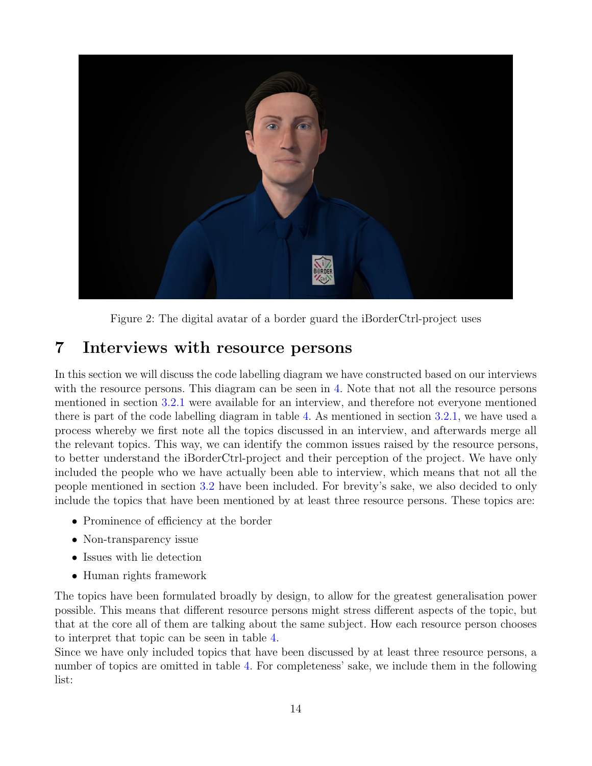Figure 2: The digital avatar of a border guard the iBorderCtrl-project uses

# 7 Interviews with resource persons

In this section we will discuss the code labelling diagram we have constructed based on our interviews with the resource persons. This diagram can be seen in 4. Note that not all the resource persons mentioned in section 3.2.1 were available for an interview, and therefore not everyone mentioned there is part of the code labelling diagram in table 4. As mentioned in section 3.2.1, we have used a process whereby we first note all the topics discussed in an interview, and afterwards merge all the relevant topics. This way, we can identify the common issues raised by the resource persons, to better understand the iBorderCtrl-project and their perception of the project. We have only included the people who we have actually been able to interview, which means that not all the people mentioned in section 3.2 have been included. For brevity's sake, we also decided to only include the topics that have been mentioned by at least three resource persons. These topics are:

- Prominence of efficiency at the border
- Non-transparency issue
- Issues with lie detection
- Human rights framework

The topics have been formulated broadly by design, to allow for the greatest generalisation power possible. This means that different resource persons might stress different aspects of the topic, but that at the core all of them are talking about the same subject. How each resource person chooses to interpret that topic can be seen in table 4.

Since we have only included topics that have been discussed by at least three resource persons, a number of topics are omitted in table 4. For completeness' sake, we include them in the following list: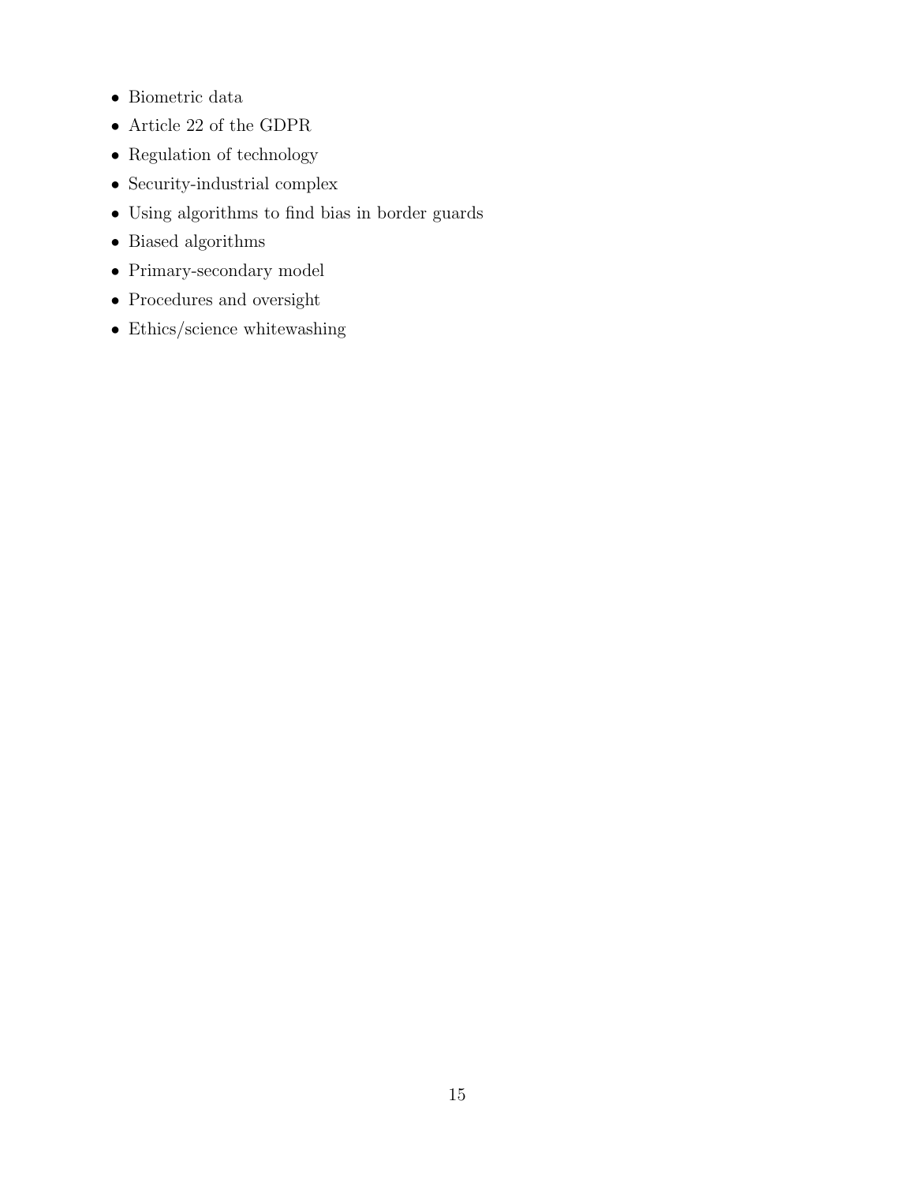- Biometric data
- Article 22 of the GDPR
- Regulation of technology
- Security-industrial complex
- Using algorithms to find bias in border guards
- Biased algorithms
- Primary-secondary model
- Procedures and oversight
- Ethics/science whitewashing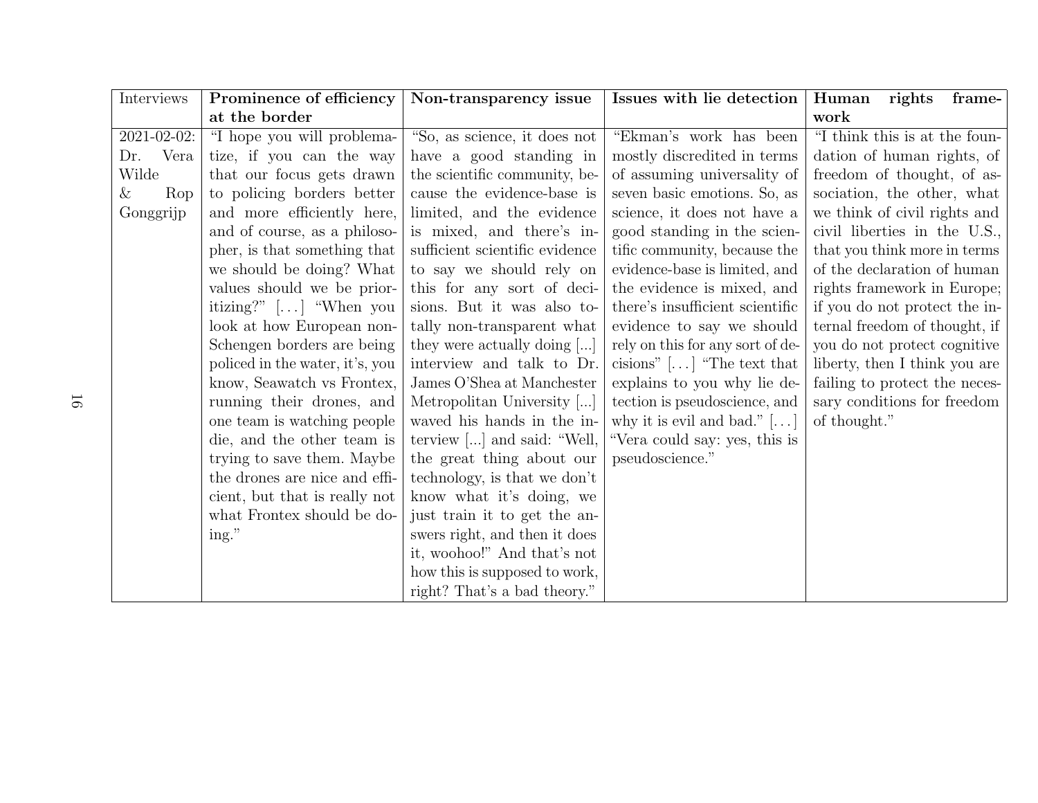| Interviews | **Prominence of efficiency at the border** | **Non-transparency issue** | **Issues with lie detection** | **Human rights framework** |
|---|---|---|---|---|
| 2021-02-02: Dr. Vera Wilde & Rop Gonggrijp | "I hope you will problematize, if you can the way that our focus gets drawn to policing borders better and more efficiently here, and of course, as a philosopher, is that something that we should be doing? What values should we be prioritizing?" [. . . ] "When you look at how European non-Schengen borders are being policed in the water, it's, you know, Seawatch vs Frontex, running their drones, and one team is watching people die, and the other team is trying to save them. Maybe the drones are nice and efficient, but that is really not what Frontex should be doing." | "So, as science, it does not have a good standing in the scientific community, because the evidence-base is limited, and the evidence is mixed, and there's insufficient scientific evidence to say we should rely on this for any sort of decisions. But it was also totally non-transparent what they were actually doing [...] interview and talk to Dr. James O'Shea at Manchester Metropolitan University [...] waved his hands in the interview [...] and said: "Well, the great thing about our technology, is that we don't know what it's doing, we just train it to get the answers right, and then it does it, woohoo!" And that's not how this is supposed to work, right? That's a bad theory." | "Ekman's work has been mostly discredited in terms of assuming universality of seven basic emotions. So, as science, it does not have a good standing in the scientific community, because the evidence-base is limited, and the evidence is mixed, and there's insufficient scientific evidence to say we should rely on this for any sort of decisions" [. . . ] "The text that explains to you why lie detection is pseudoscience, and why it is evil and bad." [. . . ] "Vera could say: yes, this is pseudoscience." | "I think this is at the foundation of human rights, of freedom of thought, of association, the other, what we think of civil rights and civil liberties in the U.S., that you think more in terms of the declaration of human rights framework in Europe; if you do not protect the internal freedom of thought, if you do not protect cognitive liberty, then I think you are failing to protect the necessary conditions for freedom of thought." |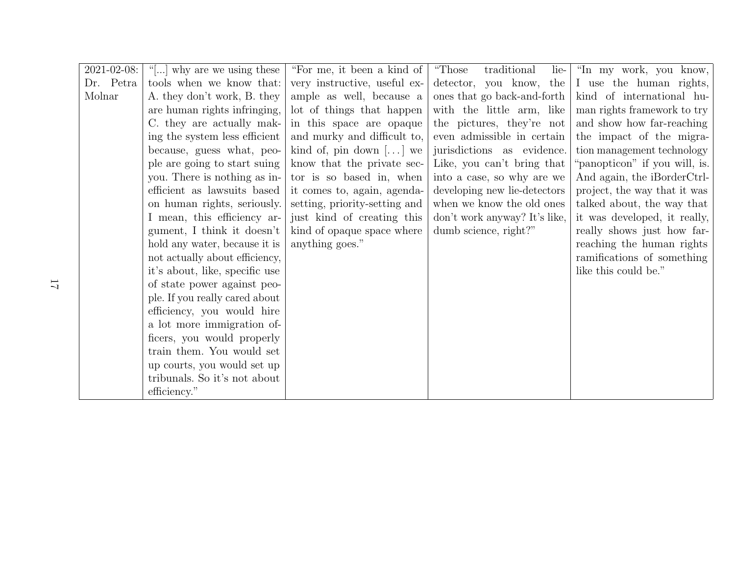| | | | | |
|---|---|---|---|---|
| 2021-02-08: Dr. Petra Molnar | "[...] why are we using these tools when we know that: A. they don't work, B. they are human rights infringing, C. they are actually making the system less efficient because, guess what, people are going to start suing you. There is nothing as inefficient as lawsuits based on human rights, seriously. I mean, this efficiency argument, I think it doesn't hold any water, because it is not actually about efficiency, it's about, like, specific use of state power against people. If you really cared about efficiency, you would hire a lot more immigration officers, you would properly train them. You would set up courts, you would set up tribunals. So it's not about efficiency." | "For me, it been a kind of very instructive, useful example as well, because a lot of things that happen in this space are opaque and murky and difficult to, kind of, pin down [. . . ] we know that the private sector is so based in, when it comes to, again, agenda-setting, priority-setting and just kind of creating this kind of opaque space where anything goes." | "Those traditional lie-detector, you know, the ones that go back-and-forth with the little arm, like the pictures, they're not even admissible in certain jurisdictions as evidence. Like, you can't bring that into a case, so why are we developing new lie-detectors when we know the old ones don't work anyway? It's like, dumb science, right?" | "In my work, you know, I use the human rights, kind of international human rights framework to try and show how far-reaching the impact of the migration management technology "panopticon" if you will, is. And again, the iBorderCtrl-project, the way that it was talked about, the way that it was developed, it really, really shows just how far-reaching the human rights ramifications of something like this could be." |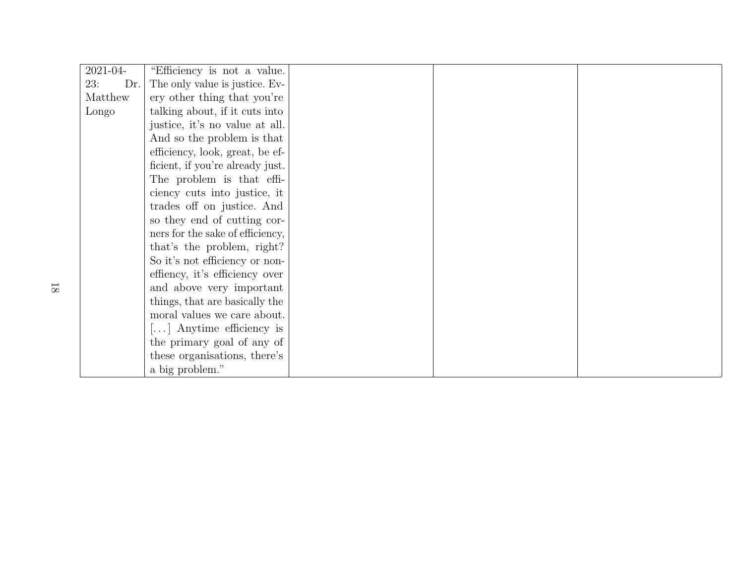| | | | | |
|---|---|---|---|---|
| 2021-04-23: Dr. Matthew Longo | "Efficiency is not a value. The only value is justice. Every other thing that you're talking about, if it cuts into justice, it's no value at all. And so the problem is that efficiency, look, great, be efficient, if you're already just. The problem is that efficiency cuts into justice, it trades off on justice. And so they end of cutting corners for the sake of efficiency, that's the problem, right? So it's not efficiency or non-effiency, it's efficiency over and above very important things, that are basically the moral values we care about. [...] Anytime efficiency is the primary goal of any of these organisations, there's a big problem." | | | |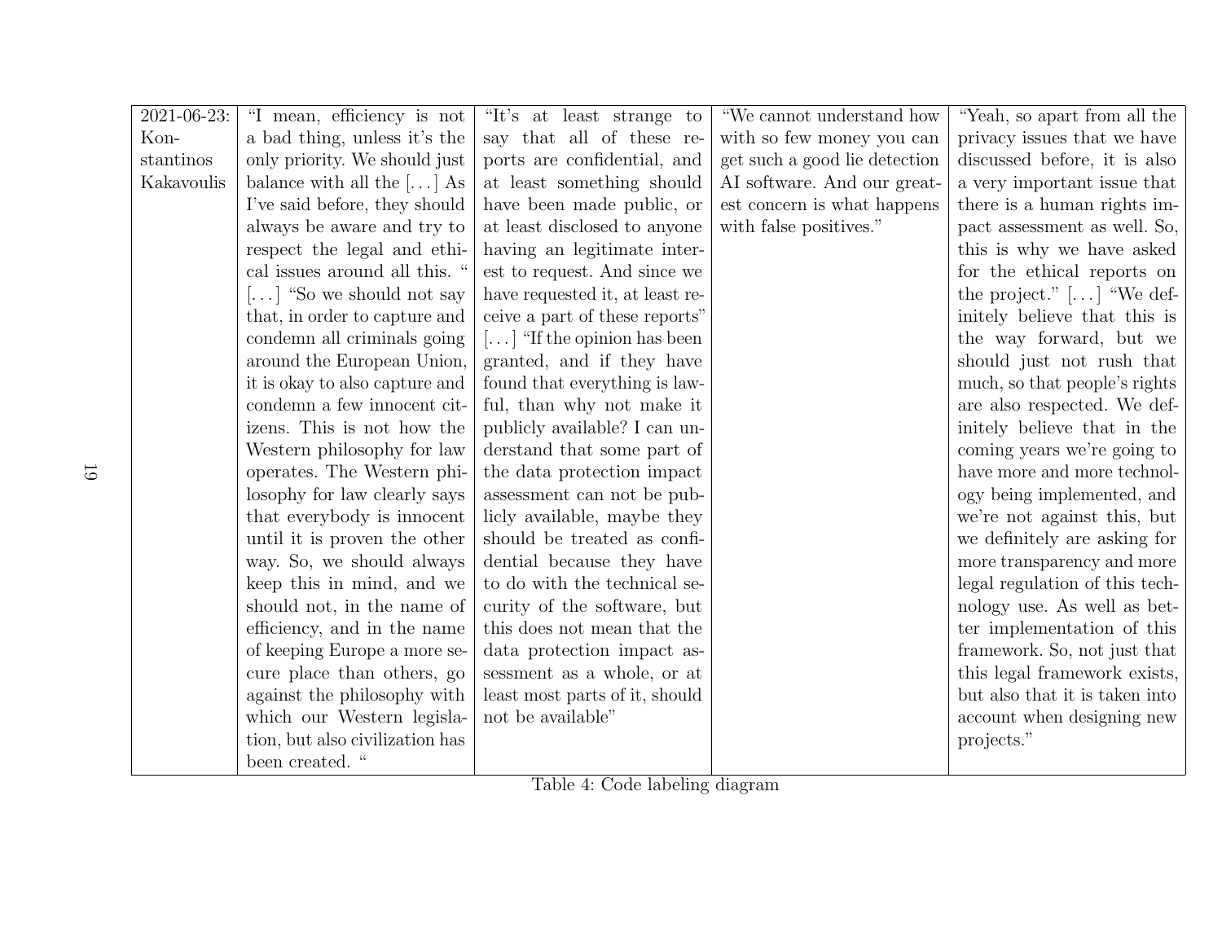| 2021-06-23: Konstantinos Kakavoulis | "I mean, efficiency is not a bad thing, unless it's the only priority. We should just balance with all the [...] As I've said before, they should always be aware and try to respect the legal and ethical issues around all this. " [...] "So we should not say that, in order to capture and condemn all criminals going around the European Union, it is okay to also capture and condemn a few innocent citizens. This is not how the Western philosophy for law operates. The Western philosophy for law clearly says that everybody is innocent until it is proven the other way. So, we should always keep this in mind, and we should not, in the name of efficiency, and in the name of keeping Europe a more secure place than others, go against the philosophy with which our Western legislation, but also civilization has been created. " | "It's at least strange to say that all of these reports are confidential, and at least something should have been made public, or at least disclosed to anyone having an legitimate interest to request. And since we have requested it, at least receive a part of these reports" [...] "If the opinion has been granted, and if they have found that everything is lawful, than why not make it publicly available? I can understand that some part of the data protection impact assessment can not be publicly available, maybe they should be treated as confidential because they have to do with the technical security of the software, but this does not mean that the data protection impact assessment as a whole, or at least most parts of it, should not be available" | "We cannot understand how with so few money you can get such a good lie detection AI software. And our greatest concern is what happens with false positives." | "Yeah, so apart from all the privacy issues that we have discussed before, it is also a very important issue that there is a human rights impact assessment as well. So, this is why we have asked for the ethical reports on the project." [...] "We definitely believe that this is the way forward, but we should just not rush that much, so that people's rights are also respected. We definitely believe that in the coming years we're going to have more and more technology being implemented, and we're not against this, but we definitely are asking for more transparency and more legal regulation of this technology use. As well as better implementation of this framework. So, not just that this legal framework exists, but also that it is taken into account when designing new projects." |
|---|---|---|---|---|

Table 4: Code labeling diagram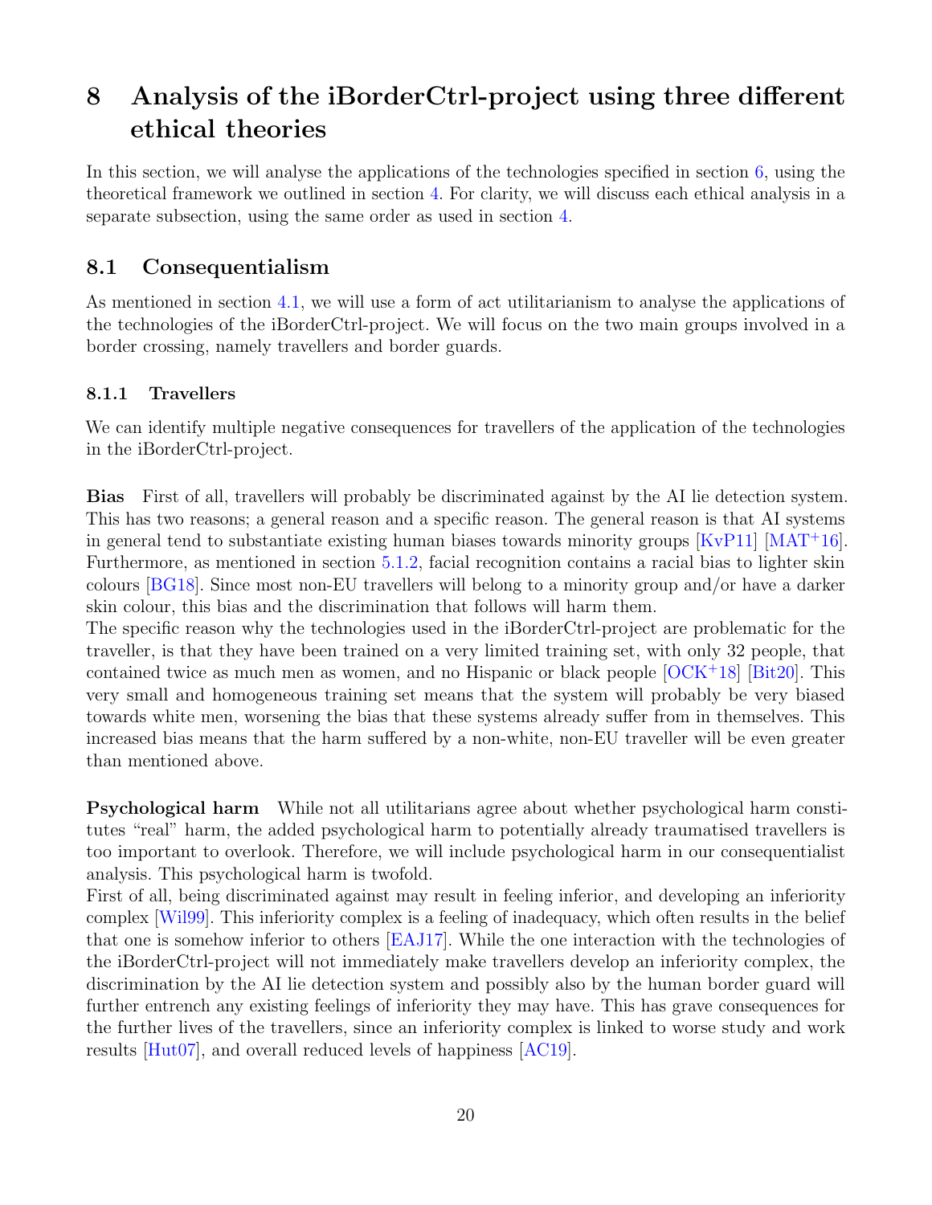# 8 Analysis of the iBorderCtrl-project using three different ethical theories

In this section, we will analyse the applications of the technologies specified in section 6, using the theoretical framework we outlined in section 4. For clarity, we will discuss each ethical analysis in a separate subsection, using the same order as used in section 4.

## 8.1 Consequentialism

As mentioned in section 4.1, we will use a form of act utilitarianism to analyse the applications of the technologies of the iBorderCtrl-project. We will focus on the two main groups involved in a border crossing, namely travellers and border guards.

### 8.1.1 Travellers

We can identify multiple negative consequences for travellers of the application of the technologies in the iBorderCtrl-project.

**Bias** First of all, travellers will probably be discriminated against by the AI lie detection system. This has two reasons; a general reason and a specific reason. The general reason is that AI systems in general tend to substantiate existing human biases towards minority groups [KvP11] [MAT+16]. Furthermore, as mentioned in section 5.1.2, facial recognition contains a racial bias to lighter skin colours [BG18]. Since most non-EU travellers will belong to a minority group and/or have a darker skin colour, this bias and the discrimination that follows will harm them.
The specific reason why the technologies used in the iBorderCtrl-project are problematic for the traveller, is that they have been trained on a very limited training set, with only 32 people, that contained twice as much men as women, and no Hispanic or black people [OCK+18] [Bit20]. This very small and homogeneous training set means that the system will probably be very biased towards white men, worsening the bias that these systems already suffer from in themselves. This increased bias means that the harm suffered by a non-white, non-EU traveller will be even greater than mentioned above.

**Psychological harm** While not all utilitarians agree about whether psychological harm constitutes "real" harm, the added psychological harm to potentially already traumatised travellers is too important to overlook. Therefore, we will include psychological harm in our consequentialist analysis. This psychological harm is twofold.
First of all, being discriminated against may result in feeling inferior, and developing an inferiority complex [Wil99]. This inferiority complex is a feeling of inadequacy, which often results in the belief that one is somehow inferior to others [EAJ17]. While the one interaction with the technologies of the iBorderCtrl-project will not immediately make travellers develop an inferiority complex, the discrimination by the AI lie detection system and possibly also by the human border guard will further entrench any existing feelings of inferiority they may have. This has grave consequences for the further lives of the travellers, since an inferiority complex is linked to worse study and work results [Hut07], and overall reduced levels of happiness [AC19].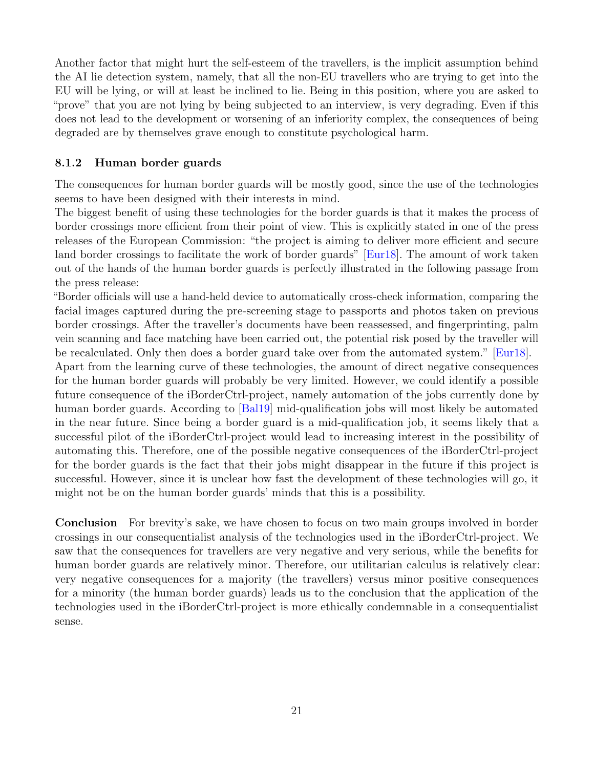Another factor that might hurt the self-esteem of the travellers, is the implicit assumption behind the AI lie detection system, namely, that all the non-EU travellers who are trying to get into the EU will be lying, or will at least be inclined to lie. Being in this position, where you are asked to "prove" that you are not lying by being subjected to an interview, is very degrading. Even if this does not lead to the development or worsening of an inferiority complex, the consequences of being degraded are by themselves grave enough to constitute psychological harm.

### 8.1.2 Human border guards

The consequences for human border guards will be mostly good, since the use of the technologies seems to have been designed with their interests in mind.

The biggest benefit of using these technologies for the border guards is that it makes the process of border crossings more efficient from their point of view. This is explicitly stated in one of the press releases of the European Commission: "the project is aiming to deliver more efficient and secure land border crossings to facilitate the work of border guards" [Eur18]. The amount of work taken out of the hands of the human border guards is perfectly illustrated in the following passage from the press release:

"Border officials will use a hand-held device to automatically cross-check information, comparing the facial images captured during the pre-screening stage to passports and photos taken on previous border crossings. After the traveller's documents have been reassessed, and fingerprinting, palm vein scanning and face matching have been carried out, the potential risk posed by the traveller will be recalculated. Only then does a border guard take over from the automated system." [Eur18].

Apart from the learning curve of these technologies, the amount of direct negative consequences for the human border guards will probably be very limited. However, we could identify a possible future consequence of the iBorderCtrl-project, namely automation of the jobs currently done by human border guards. According to [Bal19] mid-qualification jobs will most likely be automated in the near future. Since being a border guard is a mid-qualification job, it seems likely that a successful pilot of the iBorderCtrl-project would lead to increasing interest in the possibility of automating this. Therefore, one of the possible negative consequences of the iBorderCtrl-project for the border guards is the fact that their jobs might disappear in the future if this project is successful. However, since it is unclear how fast the development of these technologies will go, it might not be on the human border guards' minds that this is a possibility.

**Conclusion** For brevity's sake, we have chosen to focus on two main groups involved in border crossings in our consequentialist analysis of the technologies used in the iBorderCtrl-project. We saw that the consequences for travellers are very negative and very serious, while the benefits for human border guards are relatively minor. Therefore, our utilitarian calculus is relatively clear: very negative consequences for a majority (the travellers) versus minor positive consequences for a minority (the human border guards) leads us to the conclusion that the application of the technologies used in the iBorderCtrl-project is more ethically condemnable in a consequentialist sense.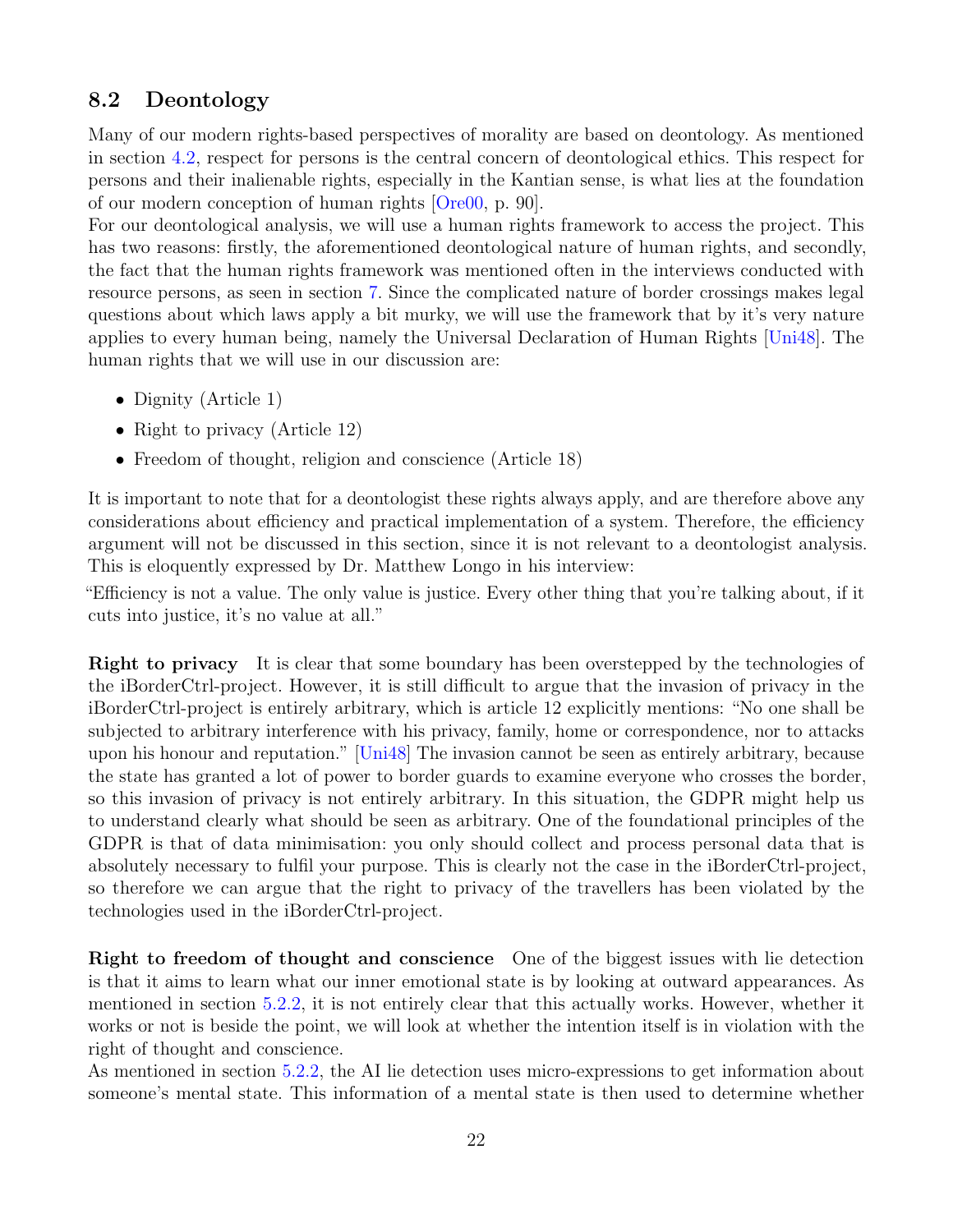## 8.2 Deontology

Many of our modern rights-based perspectives of morality are based on deontology. As mentioned in section 4.2, respect for persons is the central concern of deontological ethics. This respect for persons and their inalienable rights, especially in the Kantian sense, is what lies at the foundation of our modern conception of human rights [Ore00, p. 90].

For our deontological analysis, we will use a human rights framework to access the project. This has two reasons: firstly, the aforementioned deontological nature of human rights, and secondly, the fact that the human rights framework was mentioned often in the interviews conducted with resource persons, as seen in section 7. Since the complicated nature of border crossings makes legal questions about which laws apply a bit murky, we will use the framework that by it's very nature applies to every human being, namely the Universal Declaration of Human Rights [Uni48]. The human rights that we will use in our discussion are:

- Dignity (Article 1)
- Right to privacy (Article 12)
- Freedom of thought, religion and conscience (Article 18)

It is important to note that for a deontologist these rights always apply, and are therefore above any considerations about efficiency and practical implementation of a system. Therefore, the efficiency argument will not be discussed in this section, since it is not relevant to a deontologist analysis. This is eloquently expressed by Dr. Matthew Longo in his interview:

"Efficiency is not a value. The only value is justice. Every other thing that you're talking about, if it cuts into justice, it's no value at all."

**Right to privacy** It is clear that some boundary has been overstepped by the technologies of the iBorderCtrl-project. However, it is still difficult to argue that the invasion of privacy in the iBorderCtrl-project is entirely arbitrary, which is article 12 explicitly mentions: "No one shall be subjected to arbitrary interference with his privacy, family, home or correspondence, nor to attacks upon his honour and reputation." [Uni48] The invasion cannot be seen as entirely arbitrary, because the state has granted a lot of power to border guards to examine everyone who crosses the border, so this invasion of privacy is not entirely arbitrary. In this situation, the GDPR might help us to understand clearly what should be seen as arbitrary. One of the foundational principles of the GDPR is that of data minimisation: you only should collect and process personal data that is absolutely necessary to fulfil your purpose. This is clearly not the case in the iBorderCtrl-project, so therefore we can argue that the right to privacy of the travellers has been violated by the technologies used in the iBorderCtrl-project.

**Right to freedom of thought and conscience** One of the biggest issues with lie detection is that it aims to learn what our inner emotional state is by looking at outward appearances. As mentioned in section 5.2.2, it is not entirely clear that this actually works. However, whether it works or not is beside the point, we will look at whether the intention itself is in violation with the right of thought and conscience.

As mentioned in section 5.2.2, the AI lie detection uses micro-expressions to get information about someone's mental state. This information of a mental state is then used to determine whether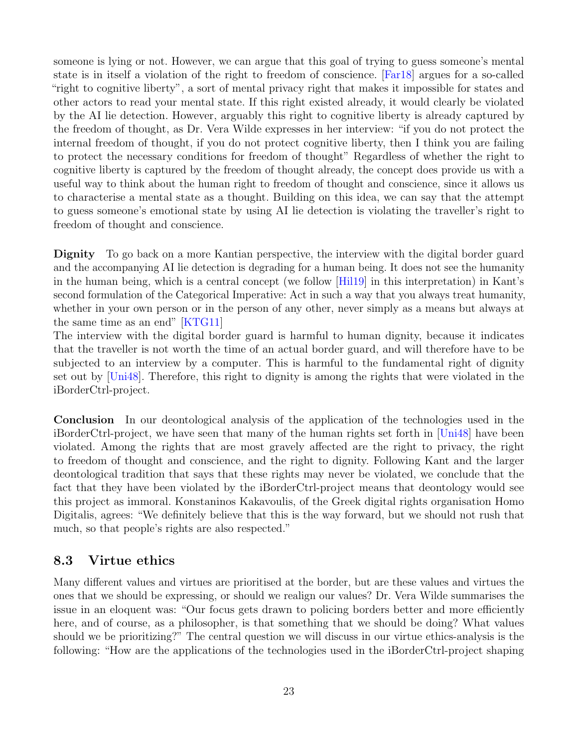someone is lying or not. However, we can argue that this goal of trying to guess someone's mental state is in itself a violation of the right to freedom of conscience. [Far18] argues for a so-called "right to cognitive liberty", a sort of mental privacy right that makes it impossible for states and other actors to read your mental state. If this right existed already, it would clearly be violated by the AI lie detection. However, arguably this right to cognitive liberty is already captured by the freedom of thought, as Dr. Vera Wilde expresses in her interview: "if you do not protect the internal freedom of thought, if you do not protect cognitive liberty, then I think you are failing to protect the necessary conditions for freedom of thought" Regardless of whether the right to cognitive liberty is captured by the freedom of thought already, the concept does provide us with a useful way to think about the human right to freedom of thought and conscience, since it allows us to characterise a mental state as a thought. Building on this idea, we can say that the attempt to guess someone's emotional state by using AI lie detection is violating the traveller's right to freedom of thought and conscience.

**Dignity** To go back on a more Kantian perspective, the interview with the digital border guard and the accompanying AI lie detection is degrading for a human being. It does not see the humanity in the human being, which is a central concept (we follow [Hil19] in this interpretation) in Kant's second formulation of the Categorical Imperative: Act in such a way that you always treat humanity, whether in your own person or in the person of any other, never simply as a means but always at the same time as an end" [KTG11]

The interview with the digital border guard is harmful to human dignity, because it indicates that the traveller is not worth the time of an actual border guard, and will therefore have to be subjected to an interview by a computer. This is harmful to the fundamental right of dignity set out by [Uni48]. Therefore, this right to dignity is among the rights that were violated in the iBorderCtrl-project.

**Conclusion** In our deontological analysis of the application of the technologies used in the iBorderCtrl-project, we have seen that many of the human rights set forth in [Uni48] have been violated. Among the rights that are most gravely affected are the right to privacy, the right to freedom of thought and conscience, and the right to dignity. Following Kant and the larger deontological tradition that says that these rights may never be violated, we conclude that the fact that they have been violated by the iBorderCtrl-project means that deontology would see this project as immoral. Konstaninos Kakavoulis, of the Greek digital rights organisation Homo Digitalis, agrees: "We definitely believe that this is the way forward, but we should not rush that much, so that people's rights are also respected."

## 8.3 Virtue ethics

Many different values and virtues are prioritised at the border, but are these values and virtues the ones that we should be expressing, or should we realign our values? Dr. Vera Wilde summarises the issue in an eloquent was: "Our focus gets drawn to policing borders better and more efficiently here, and of course, as a philosopher, is that something that we should be doing? What values should we be prioritizing?" The central question we will discuss in our virtue ethics-analysis is the following: "How are the applications of the technologies used in the iBorderCtrl-project shaping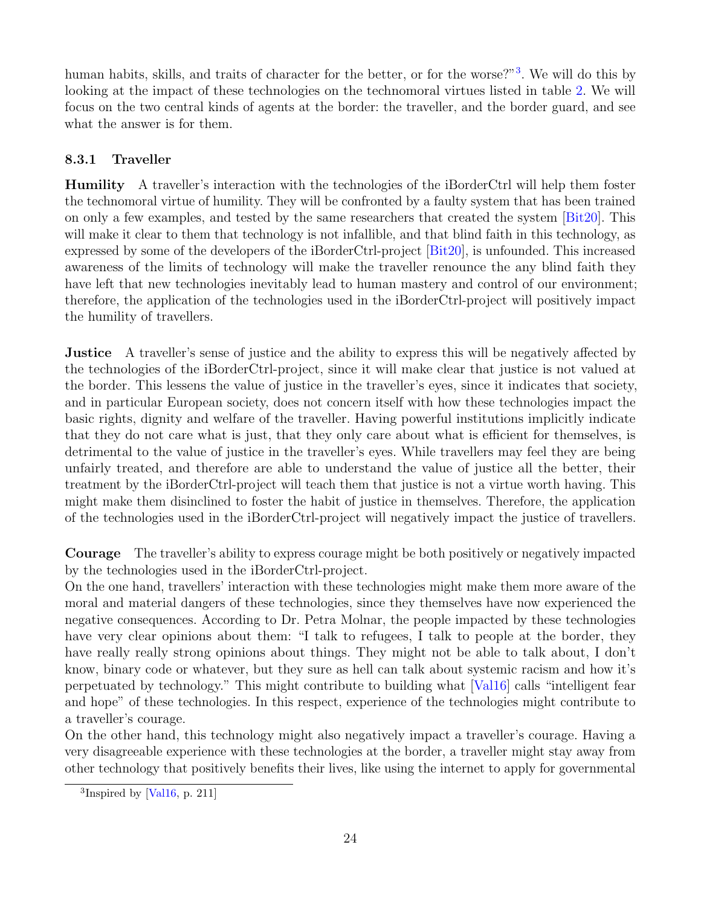human habits, skills, and traits of character for the better, or for the worse?"[3]. We will do this by looking at the impact of these technologies on the technomoral virtues listed in table 2. We will focus on the two central kinds of agents at the border: the traveller, and the border guard, and see what the answer is for them.

### 8.3.1 Traveller

**Humility** A traveller's interaction with the technologies of the iBorderCtrl will help them foster the technomoral virtue of humility. They will be confronted by a faulty system that has been trained on only a few examples, and tested by the same researchers that created the system [Bit20]. This will make it clear to them that technology is not infallible, and that blind faith in this technology, as expressed by some of the developers of the iBorderCtrl-project [Bit20], is unfounded. This increased awareness of the limits of technology will make the traveller renounce the any blind faith they have left that new technologies inevitably lead to human mastery and control of our environment; therefore, the application of the technologies used in the iBorderCtrl-project will positively impact the humility of travellers.

**Justice** A traveller's sense of justice and the ability to express this will be negatively affected by the technologies of the iBorderCtrl-project, since it will make clear that justice is not valued at the border. This lessens the value of justice in the traveller's eyes, since it indicates that society, and in particular European society, does not concern itself with how these technologies impact the basic rights, dignity and welfare of the traveller. Having powerful institutions implicitly indicate that they do not care what is just, that they only care about what is efficient for themselves, is detrimental to the value of justice in the traveller's eyes. While travellers may feel they are being unfairly treated, and therefore are able to understand the value of justice all the better, their treatment by the iBorderCtrl-project will teach them that justice is not a virtue worth having. This might make them disinclined to foster the habit of justice in themselves. Therefore, the application of the technologies used in the iBorderCtrl-project will negatively impact the justice of travellers.

**Courage** The traveller's ability to express courage might be both positively or negatively impacted by the technologies used in the iBorderCtrl-project.
On the one hand, travellers' interaction with these technologies might make them more aware of the moral and material dangers of these technologies, since they themselves have now experienced the negative consequences. According to Dr. Petra Molnar, the people impacted by these technologies have very clear opinions about them: "I talk to refugees, I talk to people at the border, they have really really strong opinions about things. They might not be able to talk about, I don't know, binary code or whatever, but they sure as hell can talk about systemic racism and how it's perpetuated by technology." This might contribute to building what [Val16] calls "intelligent fear and hope" of these technologies. In this respect, experience of the technologies might contribute to a traveller's courage.
On the other hand, this technology might also negatively impact a traveller's courage. Having a very disagreeable experience with these technologies at the border, a traveller might stay away from other technology that positively benefits their lives, like using the internet to apply for governmental

[3] Inspired by [Val16, p. 211]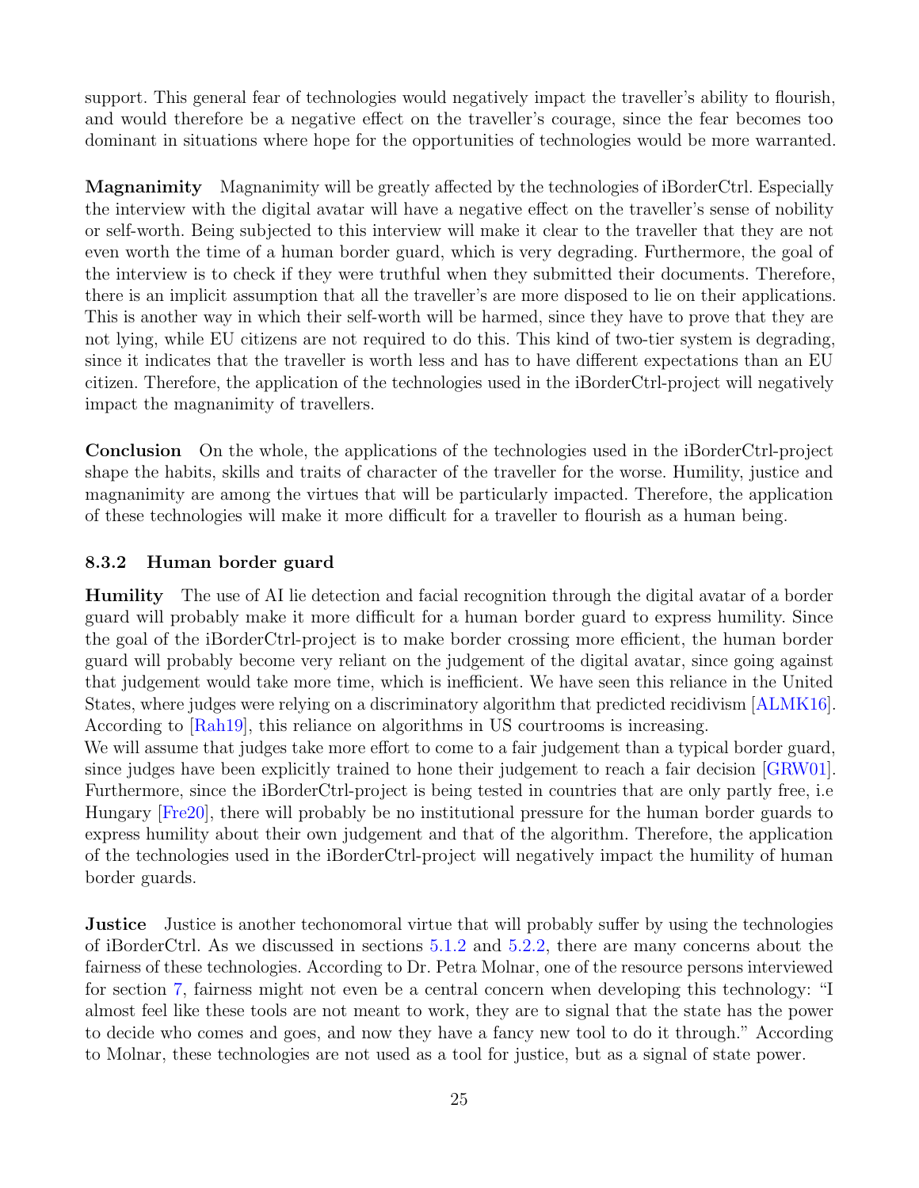support. This general fear of technologies would negatively impact the traveller's ability to flourish, and would therefore be a negative effect on the traveller's courage, since the fear becomes too dominant in situations where hope for the opportunities of technologies would be more warranted.

**Magnanimity** Magnanimity will be greatly affected by the technologies of iBorderCtrl. Especially the interview with the digital avatar will have a negative effect on the traveller's sense of nobility or self-worth. Being subjected to this interview will make it clear to the traveller that they are not even worth the time of a human border guard, which is very degrading. Furthermore, the goal of the interview is to check if they were truthful when they submitted their documents. Therefore, there is an implicit assumption that all the traveller's are more disposed to lie on their applications. This is another way in which their self-worth will be harmed, since they have to prove that they are not lying, while EU citizens are not required to do this. This kind of two-tier system is degrading, since it indicates that the traveller is worth less and has to have different expectations than an EU citizen. Therefore, the application of the technologies used in the iBorderCtrl-project will negatively impact the magnanimity of travellers.

**Conclusion** On the whole, the applications of the technologies used in the iBorderCtrl-project shape the habits, skills and traits of character of the traveller for the worse. Humility, justice and magnanimity are among the virtues that will be particularly impacted. Therefore, the application of these technologies will make it more difficult for a traveller to flourish as a human being.

### 8.3.2 Human border guard

**Humility** The use of AI lie detection and facial recognition through the digital avatar of a border guard will probably make it more difficult for a human border guard to express humility. Since the goal of the iBorderCtrl-project is to make border crossing more efficient, the human border guard will probably become very reliant on the judgement of the digital avatar, since going against that judgement would take more time, which is inefficient. We have seen this reliance in the United States, where judges were relying on a discriminatory algorithm that predicted recidivism [ALMK16]. According to [Rah19], this reliance on algorithms in US courtrooms is increasing.
We will assume that judges take more effort to come to a fair judgement than a typical border guard, since judges have been explicitly trained to hone their judgement to reach a fair decision [GRW01]. Furthermore, since the iBorderCtrl-project is being tested in countries that are only partly free, i.e Hungary [Fre20], there will probably be no institutional pressure for the human border guards to express humility about their own judgement and that of the algorithm. Therefore, the application of the technologies used in the iBorderCtrl-project will negatively impact the humility of human border guards.

**Justice** Justice is another techonomoral virtue that will probably suffer by using the technologies of iBorderCtrl. As we discussed in sections 5.1.2 and 5.2.2, there are many concerns about the fairness of these technologies. According to Dr. Petra Molnar, one of the resource persons interviewed for section 7, fairness might not even be a central concern when developing this technology: "I almost feel like these tools are not meant to work, they are to signal that the state has the power to decide who comes and goes, and now they have a fancy new tool to do it through." According to Molnar, these technologies are not used as a tool for justice, but as a signal of state power.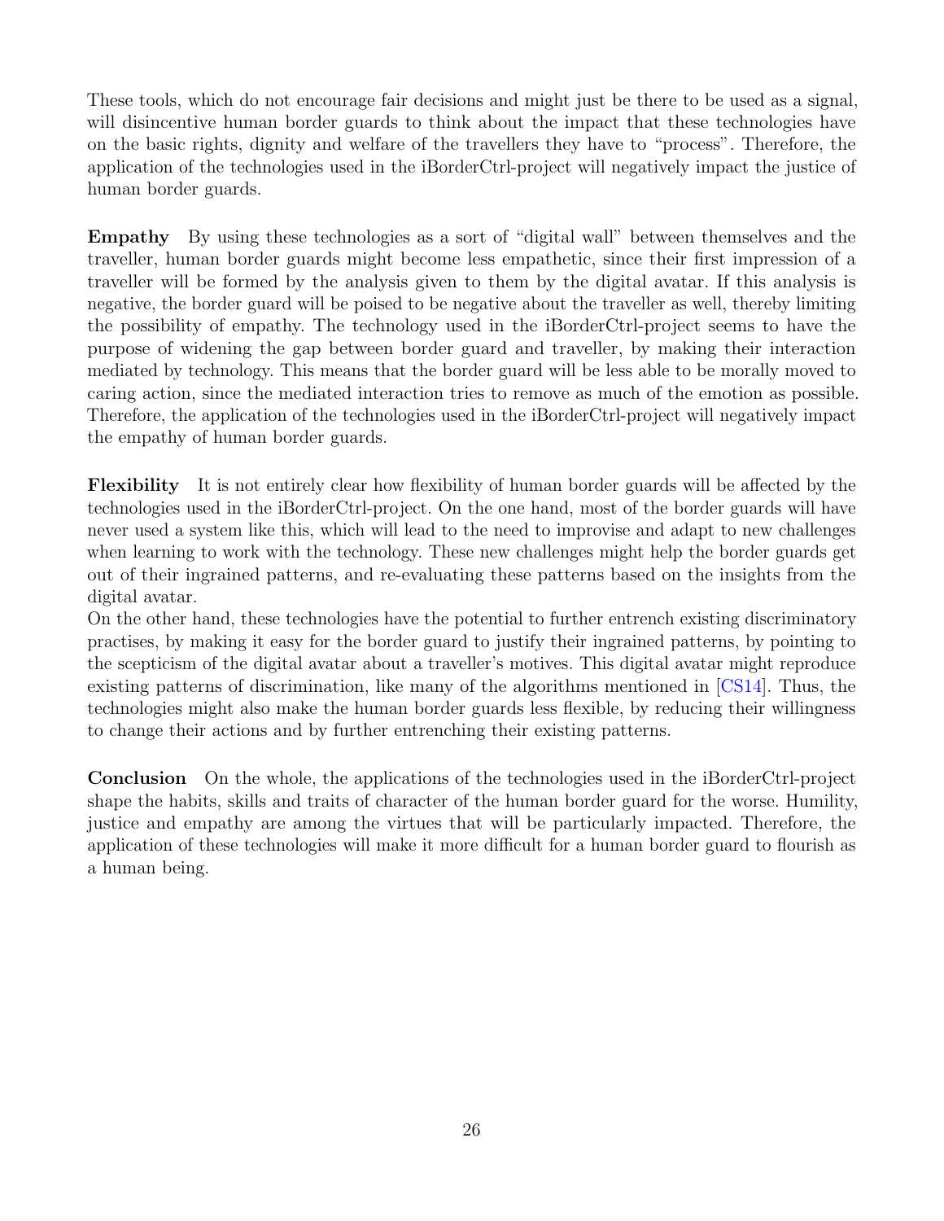These tools, which do not encourage fair decisions and might just be there to be used as a signal, will disincentive human border guards to think about the impact that these technologies have on the basic rights, dignity and welfare of the travellers they have to "process". Therefore, the application of the technologies used in the iBorderCtrl-project will negatively impact the justice of human border guards.

**Empathy** By using these technologies as a sort of "digital wall" between themselves and the traveller, human border guards might become less empathetic, since their first impression of a traveller will be formed by the analysis given to them by the digital avatar. If this analysis is negative, the border guard will be poised to be negative about the traveller as well, thereby limiting the possibility of empathy. The technology used in the iBorderCtrl-project seems to have the purpose of widening the gap between border guard and traveller, by making their interaction mediated by technology. This means that the border guard will be less able to be morally moved to caring action, since the mediated interaction tries to remove as much of the emotion as possible. Therefore, the application of the technologies used in the iBorderCtrl-project will negatively impact the empathy of human border guards.

**Flexibility** It is not entirely clear how flexibility of human border guards will be affected by the technologies used in the iBorderCtrl-project. On the one hand, most of the border guards will have never used a system like this, which will lead to the need to improvise and adapt to new challenges when learning to work with the technology. These new challenges might help the border guards get out of their ingrained patterns, and re-evaluating these patterns based on the insights from the digital avatar.

On the other hand, these technologies have the potential to further entrench existing discriminatory practises, by making it easy for the border guard to justify their ingrained patterns, by pointing to the scepticism of the digital avatar about a traveller's motives. This digital avatar might reproduce existing patterns of discrimination, like many of the algorithms mentioned in [CS14]. Thus, the technologies might also make the human border guards less flexible, by reducing their willingness to change their actions and by further entrenching their existing patterns.

**Conclusion** On the whole, the applications of the technologies used in the iBorderCtrl-project shape the habits, skills and traits of character of the human border guard for the worse. Humility, justice and empathy are among the virtues that will be particularly impacted. Therefore, the application of these technologies will make it more difficult for a human border guard to flourish as a human being.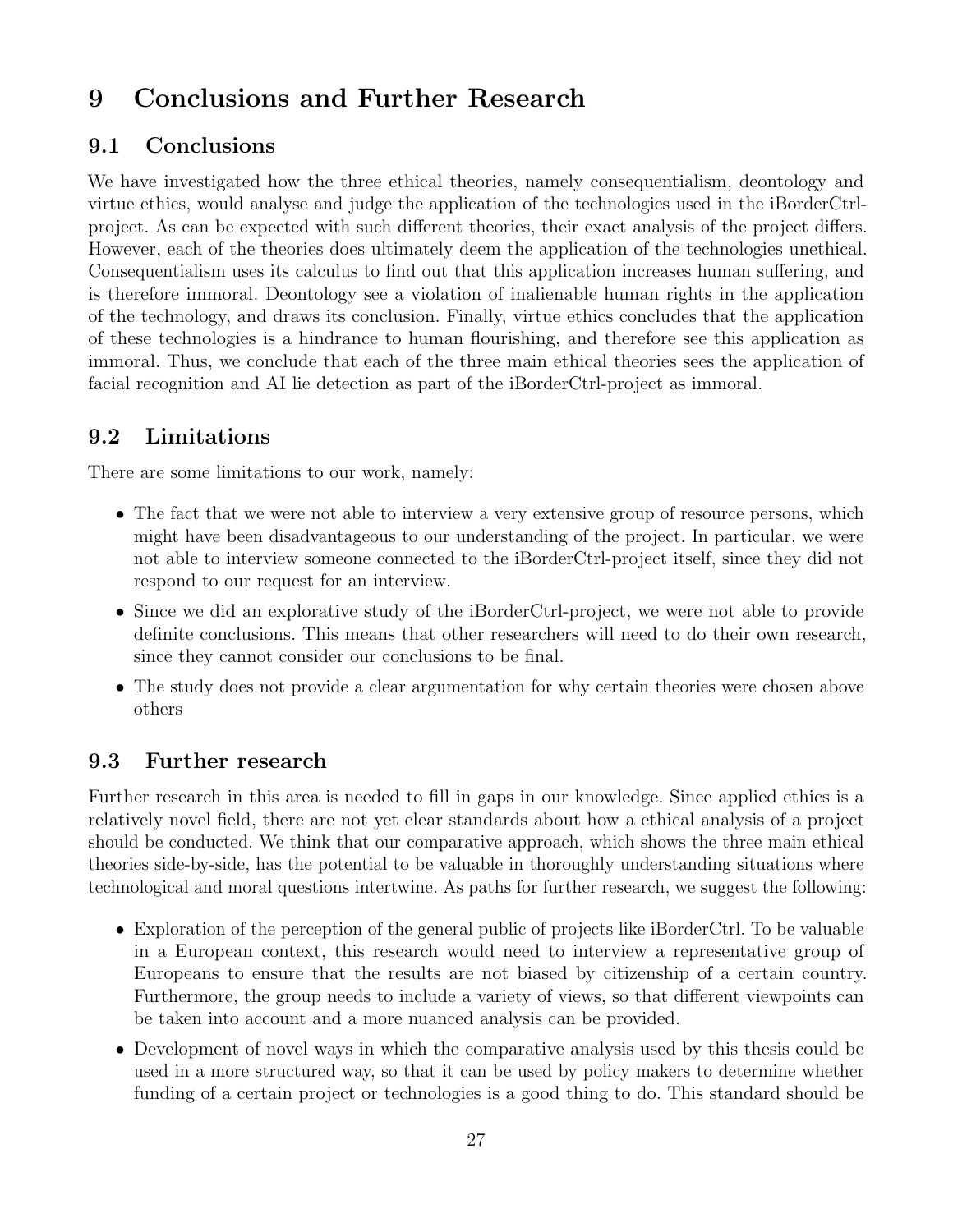# 9 Conclusions and Further Research

## 9.1 Conclusions

We have investigated how the three ethical theories, namely consequentialism, deontology and virtue ethics, would analyse and judge the application of the technologies used in the iBorderCtrl-project. As can be expected with such different theories, their exact analysis of the project differs. However, each of the theories does ultimately deem the application of the technologies unethical. Consequentialism uses its calculus to find out that this application increases human suffering, and is therefore immoral. Deontology see a violation of inalienable human rights in the application of the technology, and draws its conclusion. Finally, virtue ethics concludes that the application of these technologies is a hindrance to human flourishing, and therefore see this application as immoral. Thus, we conclude that each of the three main ethical theories sees the application of facial recognition and AI lie detection as part of the iBorderCtrl-project as immoral.

## 9.2 Limitations

There are some limitations to our work, namely:

- The fact that we were not able to interview a very extensive group of resource persons, which might have been disadvantageous to our understanding of the project. In particular, we were not able to interview someone connected to the iBorderCtrl-project itself, since they did not respond to our request for an interview.
- Since we did an explorative study of the iBorderCtrl-project, we were not able to provide definite conclusions. This means that other researchers will need to do their own research, since they cannot consider our conclusions to be final.
- The study does not provide a clear argumentation for why certain theories were chosen above others

## 9.3 Further research

Further research in this area is needed to fill in gaps in our knowledge. Since applied ethics is a relatively novel field, there are not yet clear standards about how a ethical analysis of a project should be conducted. We think that our comparative approach, which shows the three main ethical theories side-by-side, has the potential to be valuable in thoroughly understanding situations where technological and moral questions intertwine. As paths for further research, we suggest the following:

- Exploration of the perception of the general public of projects like iBorderCtrl. To be valuable in a European context, this research would need to interview a representative group of Europeans to ensure that the results are not biased by citizenship of a certain country. Furthermore, the group needs to include a variety of views, so that different viewpoints can be taken into account and a more nuanced analysis can be provided.
- Development of novel ways in which the comparative analysis used by this thesis could be used in a more structured way, so that it can be used by policy makers to determine whether funding of a certain project or technologies is a good thing to do. This standard should be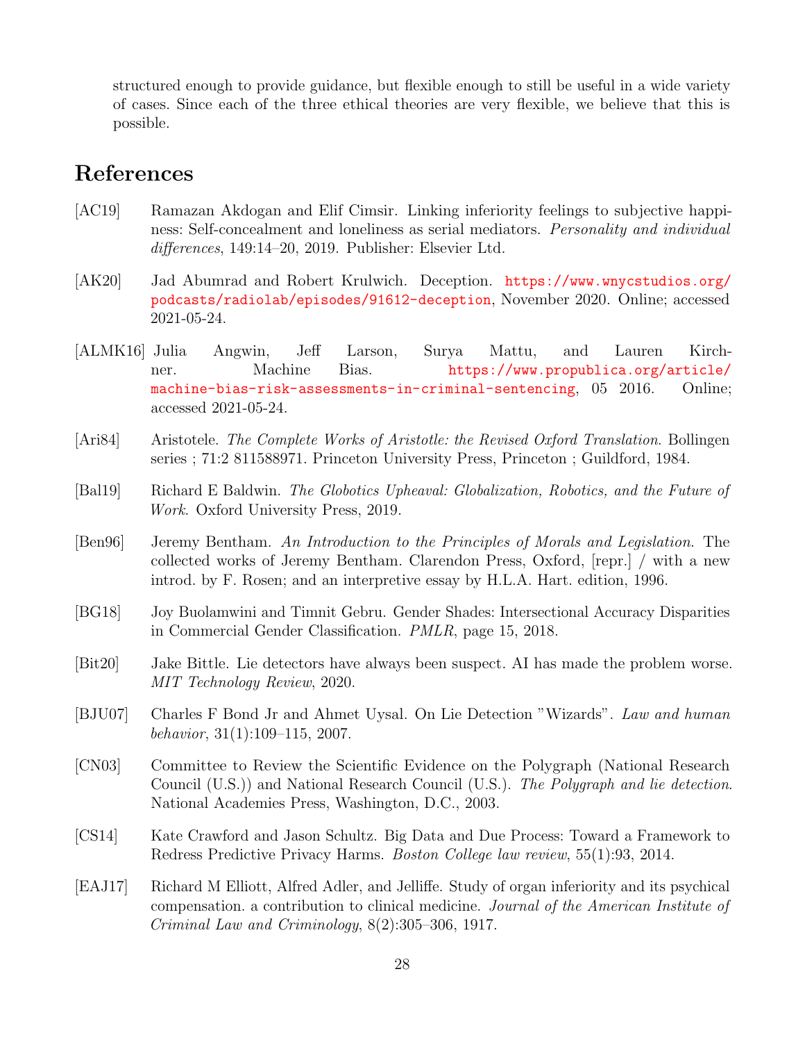structured enough to provide guidance, but flexible enough to still be useful in a wide variety of cases. Since each of the three ethical theories are very flexible, we believe that this is possible.

# References

[AC19] Ramazan Akdogan and Elif Cimsir. Linking inferiority feelings to subjective happiness: Self-concealment and loneliness as serial mediators. *Personality and individual differences*, 149:14–20, 2019. Publisher: Elsevier Ltd.

[AK20] Jad Abumrad and Robert Krulwich. Deception. https://www.wnycstudios.org/podcasts/radiolab/episodes/91612-deception, November 2020. Online; accessed 2021-05-24.

[ALMK16] Julia Angwin, Jeff Larson, Surya Mattu, and Lauren Kirchner. Machine Bias. https://www.propublica.org/article/machine-bias-risk-assessments-in-criminal-sentencing, 05 2016. Online; accessed 2021-05-24.

[Ari84] Aristotele. *The Complete Works of Aristotle: the Revised Oxford Translation*. Bollingen series ; 71:2 811588971. Princeton University Press, Princeton ; Guildford, 1984.

[Bal19] Richard E Baldwin. *The Globotics Upheaval: Globalization, Robotics, and the Future of Work*. Oxford University Press, 2019.

[Ben96] Jeremy Bentham. *An Introduction to the Principles of Morals and Legislation*. The collected works of Jeremy Bentham. Clarendon Press, Oxford, [repr.] / with a new introd. by F. Rosen; and an interpretive essay by H.L.A. Hart. edition, 1996.

[BG18] Joy Buolamwini and Timnit Gebru. Gender Shades: Intersectional Accuracy Disparities in Commercial Gender Classification. *PMLR*, page 15, 2018.

[Bit20] Jake Bittle. Lie detectors have always been suspect. AI has made the problem worse. *MIT Technology Review*, 2020.

[BJU07] Charles F Bond Jr and Ahmet Uysal. On Lie Detection "Wizards". *Law and human behavior*, 31(1):109–115, 2007.

[CN03] Committee to Review the Scientific Evidence on the Polygraph (National Research Council (U.S.)) and National Research Council (U.S.). *The Polygraph and lie detection*. National Academies Press, Washington, D.C., 2003.

[CS14] Kate Crawford and Jason Schultz. Big Data and Due Process: Toward a Framework to Redress Predictive Privacy Harms. *Boston College law review*, 55(1):93, 2014.

[EAJ17] Richard M Elliott, Alfred Adler, and Jelliffe. Study of organ inferiority and its psychical compensation. a contribution to clinical medicine. *Journal of the American Institute of Criminal Law and Criminology*, 8(2):305–306, 1917.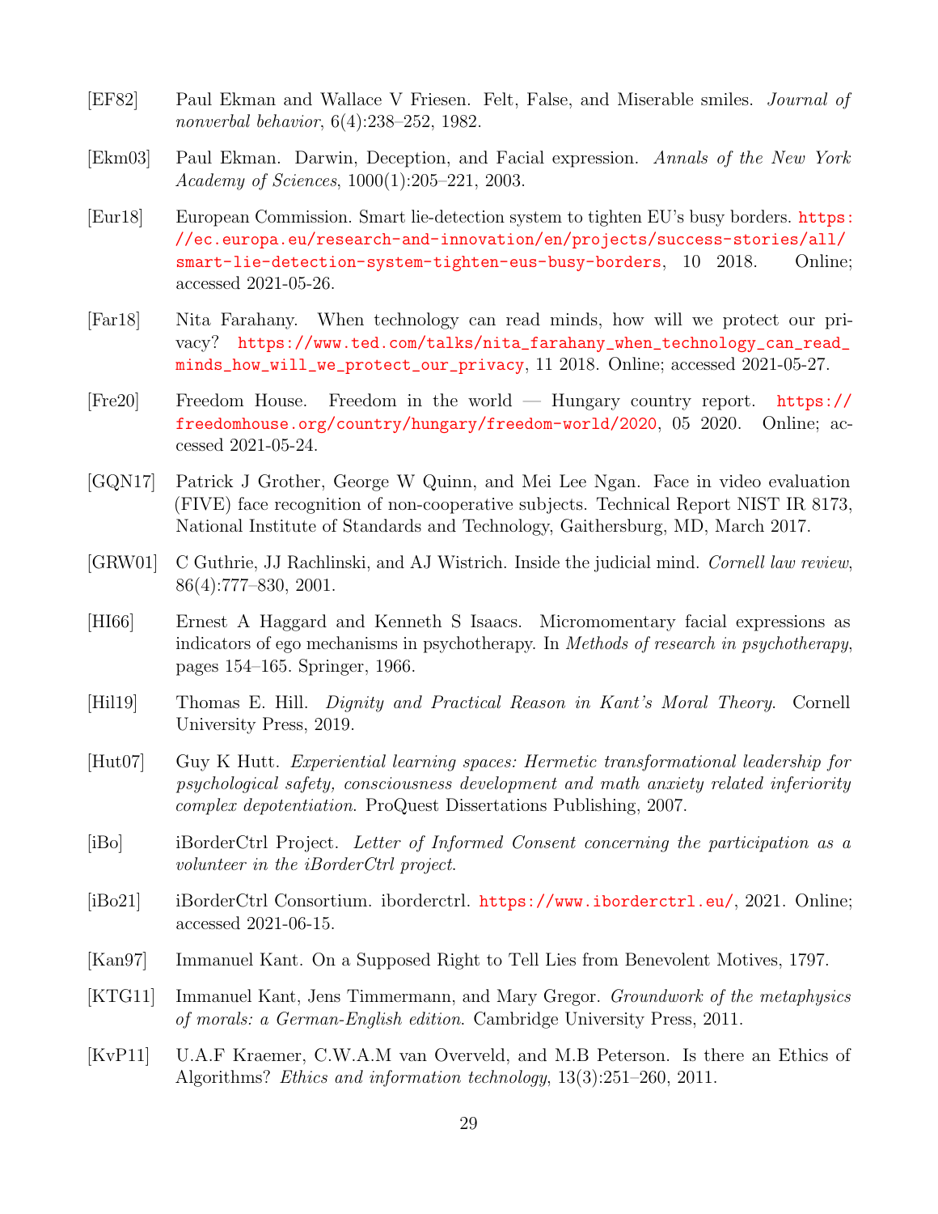[EF82] Paul Ekman and Wallace V Friesen. Felt, False, and Miserable smiles. *Journal of nonverbal behavior*, 6(4):238–252, 1982.

[Ekm03] Paul Ekman. Darwin, Deception, and Facial expression. *Annals of the New York Academy of Sciences*, 1000(1):205–221, 2003.

[Eur18] European Commission. Smart lie-detection system to tighten EU's busy borders. https://ec.europa.eu/research-and-innovation/en/projects/success-stories/all/smart-lie-detection-system-tighten-eus-busy-borders, 10 2018. Online; accessed 2021-05-26.

[Far18] Nita Farahany. When technology can read minds, how will we protect our privacy? https://www.ted.com/talks/nita_farahany_when_technology_can_read_minds_how_will_we_protect_our_privacy, 11 2018. Online; accessed 2021-05-27.

[Fre20] Freedom House. Freedom in the world — Hungary country report. https://freedomhouse.org/country/hungary/freedom-world/2020, 05 2020. Online; accessed 2021-05-24.

[GQN17] Patrick J Grother, George W Quinn, and Mei Lee Ngan. Face in video evaluation (FIVE) face recognition of non-cooperative subjects. Technical Report NIST IR 8173, National Institute of Standards and Technology, Gaithersburg, MD, March 2017.

[GRW01] C Guthrie, JJ Rachlinski, and AJ Wistrich. Inside the judicial mind. *Cornell law review*, 86(4):777–830, 2001.

[HI66] Ernest A Haggard and Kenneth S Isaacs. Micromomentary facial expressions as indicators of ego mechanisms in psychotherapy. In *Methods of research in psychotherapy*, pages 154–165. Springer, 1966.

[Hil19] Thomas E. Hill. *Dignity and Practical Reason in Kant's Moral Theory*. Cornell University Press, 2019.

[Hut07] Guy K Hutt. *Experiential learning spaces: Hermetic transformational leadership for psychological safety, consciousness development and math anxiety related inferiority complex depotentiation*. ProQuest Dissertations Publishing, 2007.

[iBo] iBorderCtrl Project. *Letter of Informed Consent concerning the participation as a volunteer in the iBorderCtrl project*.

[iBo21] iBorderCtrl Consortium. iborderctrl. https://www.iborderctrl.eu/, 2021. Online; accessed 2021-06-15.

[Kan97] Immanuel Kant. On a Supposed Right to Tell Lies from Benevolent Motives, 1797.

[KTG11] Immanuel Kant, Jens Timmermann, and Mary Gregor. *Groundwork of the metaphysics of morals: a German-English edition*. Cambridge University Press, 2011.

[KvP11] U.A.F Kraemer, C.W.A.M van Overveld, and M.B Peterson. Is there an Ethics of Algorithms? *Ethics and information technology*, 13(3):251–260, 2011.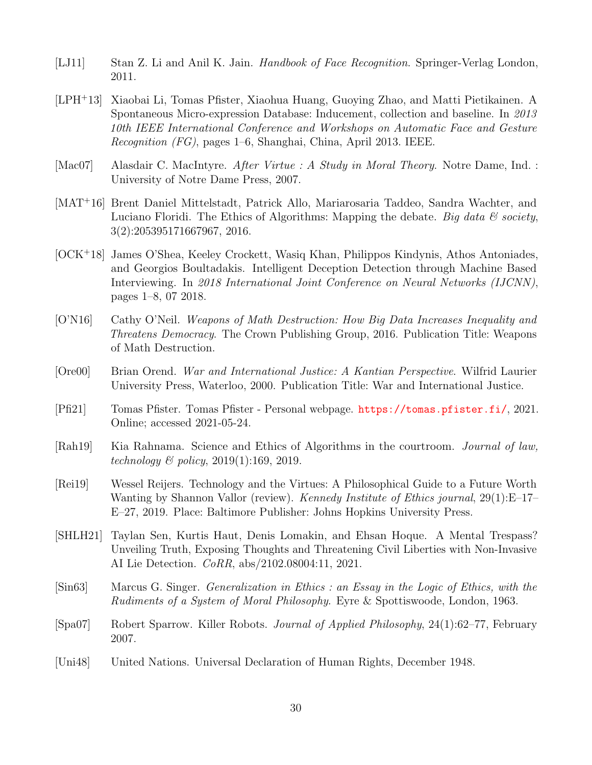[LJ11] Stan Z. Li and Anil K. Jain. *Handbook of Face Recognition*. Springer-Verlag London, 2011.

[LPH+13] Xiaobai Li, Tomas Pfister, Xiaohua Huang, Guoying Zhao, and Matti Pietikainen. A Spontaneous Micro-expression Database: Inducement, collection and baseline. In *2013 10th IEEE International Conference and Workshops on Automatic Face and Gesture Recognition (FG)*, pages 1–6, Shanghai, China, April 2013. IEEE.

[Mac07] Alasdair C. MacIntyre. *After Virtue : A Study in Moral Theory*. Notre Dame, Ind. : University of Notre Dame Press, 2007.

[MAT+16] Brent Daniel Mittelstadt, Patrick Allo, Mariarosaria Taddeo, Sandra Wachter, and Luciano Floridi. The Ethics of Algorithms: Mapping the debate. *Big data & society*, 3(2):205395171667967, 2016.

[OCK+18] James O'Shea, Keeley Crockett, Wasiq Khan, Philippos Kindynis, Athos Antoniades, and Georgios Boultadakis. Intelligent Deception Detection through Machine Based Interviewing. In *2018 International Joint Conference on Neural Networks (IJCNN)*, pages 1–8, 07 2018.

[O'N16] Cathy O'Neil. *Weapons of Math Destruction: How Big Data Increases Inequality and Threatens Democracy*. The Crown Publishing Group, 2016. Publication Title: Weapons of Math Destruction.

[Ore00] Brian Orend. *War and International Justice: A Kantian Perspective*. Wilfrid Laurier University Press, Waterloo, 2000. Publication Title: War and International Justice.

[Pfi21] Tomas Pfister. Tomas Pfister - Personal webpage. https://tomas.pfister.fi/, 2021. Online; accessed 2021-05-24.

[Rah19] Kia Rahnama. Science and Ethics of Algorithms in the courtroom. *Journal of law, technology & policy*, 2019(1):169, 2019.

[Rei19] Wessel Reijers. Technology and the Virtues: A Philosophical Guide to a Future Worth Wanting by Shannon Vallor (review). *Kennedy Institute of Ethics journal*, 29(1):E–17–E–27, 2019. Place: Baltimore Publisher: Johns Hopkins University Press.

[SHLH21] Taylan Sen, Kurtis Haut, Denis Lomakin, and Ehsan Hoque. A Mental Trespass? Unveiling Truth, Exposing Thoughts and Threatening Civil Liberties with Non-Invasive AI Lie Detection. *CoRR*, abs/2102.08004:11, 2021.

[Sin63] Marcus G. Singer. *Generalization in Ethics : an Essay in the Logic of Ethics, with the Rudiments of a System of Moral Philosophy*. Eyre & Spottiswoode, London, 1963.

[Spa07] Robert Sparrow. Killer Robots. *Journal of Applied Philosophy*, 24(1):62–77, February 2007.

[Uni48] United Nations. Universal Declaration of Human Rights, December 1948.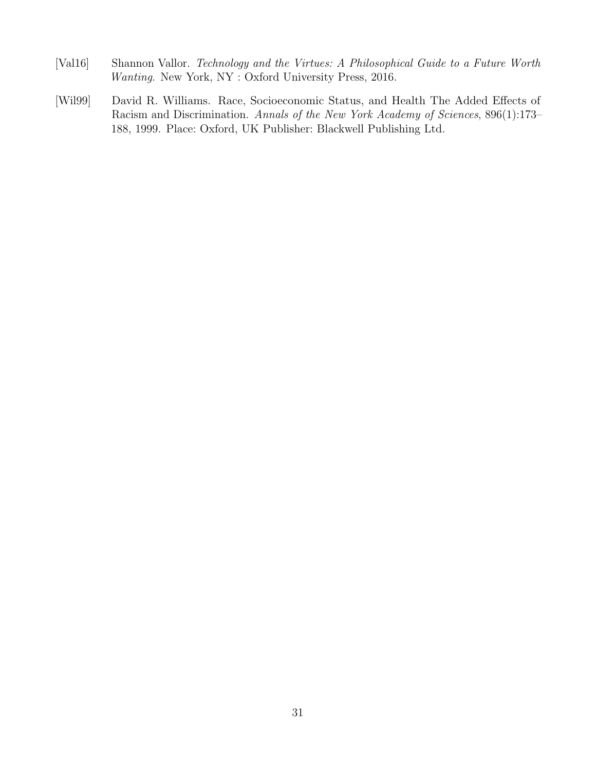[Val16] Shannon Vallor. *Technology and the Virtues: A Philosophical Guide to a Future Worth Wanting*. New York, NY : Oxford University Press, 2016.

[Wil99] David R. Williams. Race, Socioeconomic Status, and Health The Added Effects of Racism and Discrimination. *Annals of the New York Academy of Sciences*, 896(1):173–188, 1999. Place: Oxford, UK Publisher: Blackwell Publishing Ltd.